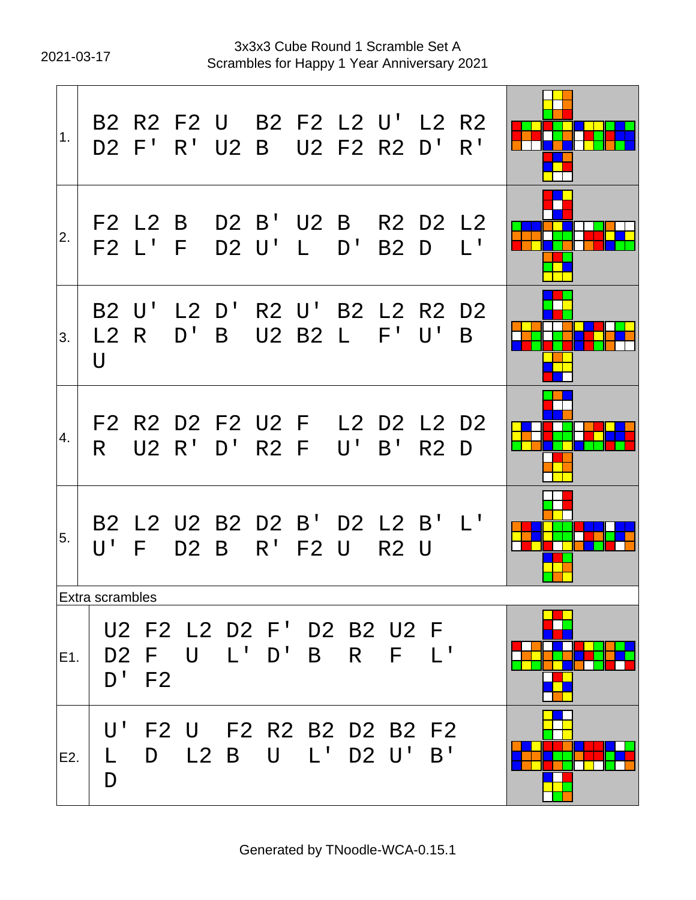2021-03-17

# 3x3x3 Cube Round 1 Scramble Set A
Scrambles for Happy 1 Year Anniversary 2021

| # | Scramble |
|---|---|
| 1. | B2 R2 F2 U B2 F2 L2 U' L2 R2 D2 F' R' U2 B U2 F2 R2 D' R' |
| 2. | F2 L2 B D2 B' U2 B R2 D2 L2 F2 L' F D2 U' L D' B2 D L' |
| 3. | B2 U' L2 D' R2 U' B2 L2 R2 D2 L2 R D' B U2 B2 L F' U' B U |
| 4. | F2 R2 D2 F2 U2 F L2 D2 L2 D2 R U2 R' D' R2 F U' B' R2 D |
| 5. | B2 L2 U2 B2 D2 B' D2 L2 B' L' U' F D2 B R' F2 U R2 U |

Extra scrambles

| # | Scramble |
|---|---|
| E1. | U2 F2 L2 D2 F' D2 B2 U2 F D2 F U L' D' B R F L' D' F2 |
| E2. | U' F2 U F2 R2 B2 D2 B2 F2 L D L2 B U L' D2 U' B' D |

Generated by TNoodle-WCA-0.15.1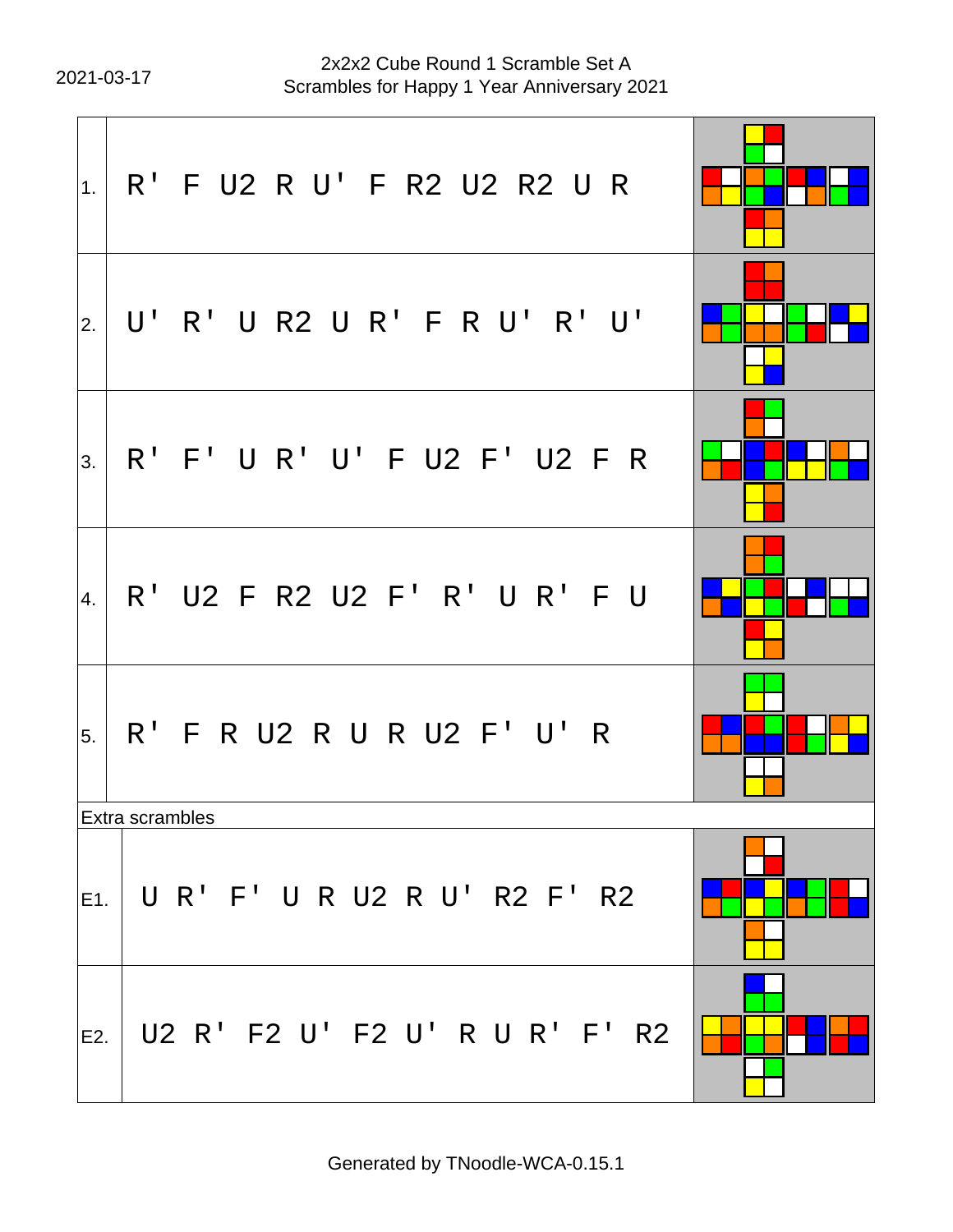2021-03-17

# 2x2x2 Cube Round 1 Scramble Set A
Scrambles for Happy 1 Year Anniversary 2021

| # | Scramble |
|---|---|
| 1. | R' F U2 R U' F R2 U2 R2 U R |
| 2. | U' R' U R2 U R' F R U' R' U' |
| 3. | R' F' U R' U' F U2 F' U2 F R |
| 4. | R' U2 F R2 U2 F' R' U R' F U |
| 5. | R' F R U2 R U R U2 F' U' R |

Extra scrambles

| # | Scramble |
|---|---|
| E1. | U R' F' U R U2 R U' R2 F' R2 |
| E2. | U2 R' F2 U' F2 U' R U R' F' R2 |

Generated by TNoodle-WCA-0.15.1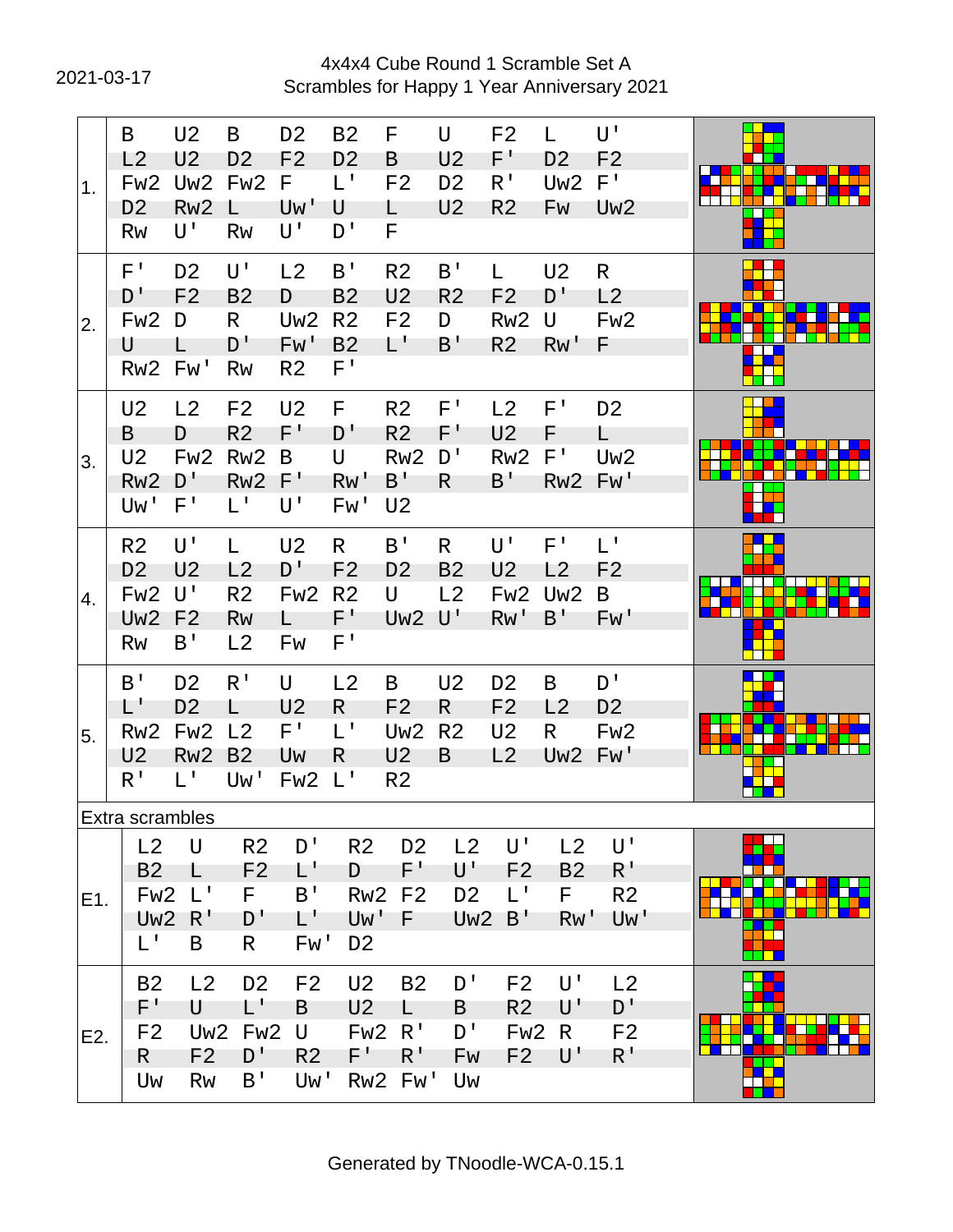2021-03-17

4x4x4 Cube Round 1 Scramble Set A
Scrambles for Happy 1 Year Anniversary 2021

| # | Scramble |
|---|---|
| 1. | B U2 B D2 B2 F U F2 L U' L2 U2 D2 F2 D2 B U2 F' D2 F2 Fw2 Uw2 Fw2 F L' F2 D2 R' Uw2 F' D2 Rw2 L Uw' U L U2 R2 Fw Uw2 Rw U' Rw U' D' F |
| 2. | F' D2 U' L2 B' R2 B' L U2 R D' F2 B2 D B2 U2 R2 F2 D' L2 Fw2 D R Uw2 R2 F2 D Rw2 U Fw2 U L D' Fw' B2 L' B' R2 Rw' F Rw2 Fw' Rw R2 F' |
| 3. | U2 L2 F2 U2 F R2 F' L2 F' D2 B D R2 F' D' R2 F' U2 F L U2 Fw2 Rw2 B U Rw2 D' Rw2 F' Uw2 Rw2 D' Rw2 F' Rw' B' R B' Rw2 Fw' Uw' F' L' U' Fw' U2 |
| 4. | R2 U' L U2 R B' R U' F' L' D2 U2 L2 D' F2 D2 B2 U2 L2 F2 Fw2 U' R2 Fw2 R2 U L2 Fw2 Uw2 B Uw2 F2 Rw L F' Uw2 U' Rw' B' Fw' Rw B' L2 Fw F' |
| 5. | B' D2 R' U L2 B U2 D2 B D' L' D2 L U2 R F2 R F2 L2 D2 Rw2 Fw2 L2 F' L' Uw2 R2 U2 R Fw2 U2 Rw2 B2 Uw R U2 B L2 Uw2 Fw' R' L' Uw' Fw2 L' R2 |

Extra scrambles

| # | Scramble |
|---|---|
| E1. | L2 U R2 D' R2 D2 L2 U' L2 U' B2 L F2 L' D F' U' F2 B2 R' Fw2 L' F B' Rw2 F2 D2 L' F R2 Uw2 R' D' L' Uw' F Uw2 B' Rw' Uw' L' B R Fw' D2 |
| E2. | B2 L2 D2 F2 U2 B2 D' F2 U' L2 F' U L' B U2 L B R2 U' D' F2 Uw2 Fw2 U Fw2 R' D' Fw2 R F2 R F2 D' R2 F' R' Fw F2 U' R' Uw Rw B' Uw' Rw2 Fw' Uw |

Generated by TNoodle-WCA-0.15.1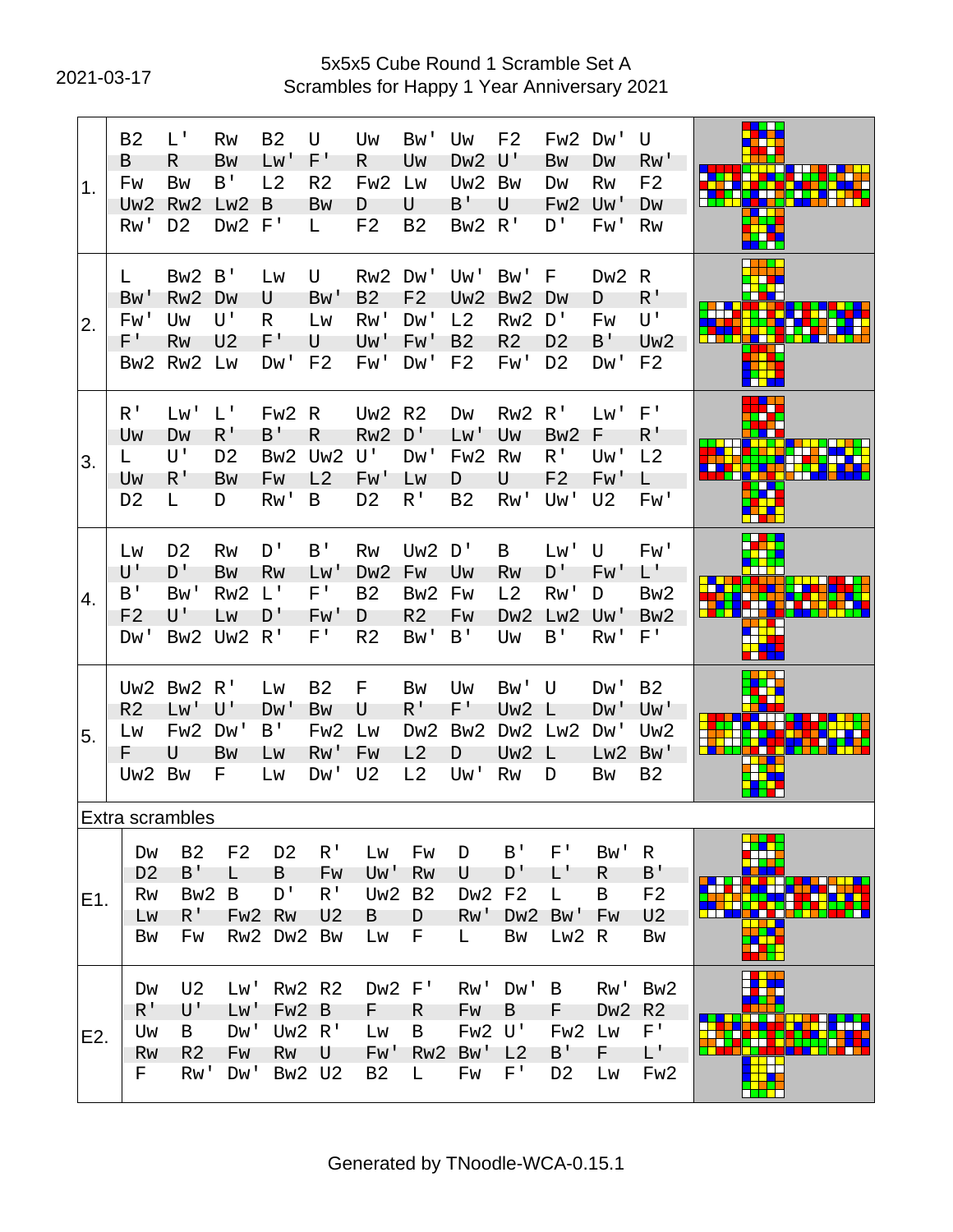2021-03-17

# 5x5x5 Cube Round 1 Scramble Set A
## Scrambles for Happy 1 Year Anniversary 2021

| # | Scramble |
|---|---|
| 1. | B2 L' Rw B2 U Uw Bw' Uw F2 Fw2 Dw' U B R Bw Lw' F' R Uw Dw2 U' Bw Dw Rw' Fw Bw B' L2 R2 Fw2 Lw Uw2 Bw Dw Rw F2 Uw2 Rw2 Lw2 B Bw D U B' U Fw2 Uw' Dw Rw' D2 Dw2 F' L F2 B2 Bw2 R' D' Fw' Rw |
| 2. | L Bw2 B' Lw U Rw2 Dw' Uw' Bw' F Dw2 R Bw' Rw2 Dw U Bw' B2 F2 Uw2 Bw2 Dw D R' Fw' Uw U' R Lw Rw' Dw' L2 Rw2 D' Fw U' F' Rw U2 F' U Uw' Fw' B2 R2 D2 B' Uw2 Bw2 Rw2 Lw Dw' F2 Fw' Dw' F2 Fw' D2 Dw' F2 |
| 3. | R' Lw' L' Fw2 R Uw2 R2 Dw Rw2 R' Lw' F' Uw Dw R' B' R Rw2 D' Lw' Uw Bw2 F R' L U' D2 Bw2 Uw2 U' Dw' Fw2 Rw R' Uw' L2 Uw R' Bw Fw L2 Fw' Lw D U F2 Fw' L D2 L D Rw' B D2 R' B2 Rw' Uw' U2 Fw' |
| 4. | Lw D2 Rw D' B' Rw Uw2 D' B Lw' U Fw' U' D' Bw Rw Lw' Dw2 Fw Uw Rw D' Fw' L' B' Bw' Rw2 L' F' B2 Bw2 Fw L2 Rw' D Bw2 F2 U' Lw D' Fw' D R2 Fw Dw2 Lw2 Uw' Bw2 Dw' Bw2 Uw2 R' F' R2 Bw' B' Uw B' Rw' F' |
| 5. | Uw2 Bw2 R' Lw B2 F Bw Uw Bw' U Dw' B2 R2 Lw' U' Dw' Bw U R' F' Uw2 L Dw' Uw' Lw Fw2 Dw' B' Fw2 Lw Dw2 Bw2 Dw2 Lw2 Dw' Uw2 F U Bw Lw Rw' Fw L2 D Uw2 L Lw2 Bw' Uw2 Bw F Lw Dw' U2 L2 Uw' Rw D Bw B2 |

Extra scrambles

| # | Scramble |
|---|---|
| E1. | Dw B2 F2 D2 R' Lw Fw D B' F' Bw' R D2 B' L B Fw Uw' Rw U D' L' R B' Rw Bw2 B D' R' Uw2 B2 Dw2 F2 L B F2 Lw R' Fw2 Rw U2 B D Rw' Dw2 Bw' Fw U2 Bw Fw Rw2 Dw2 Bw Lw F L Bw Lw2 R Bw |
| E2. | Dw U2 Lw' Rw2 R2 Dw2 F' Rw' Dw' B Rw' Bw2 R' U' Lw' Fw2 B F R Fw B F Dw2 R2 Uw B Dw' Uw2 R' Lw B Fw2 U' Fw2 Lw F' Rw R2 Fw Rw U Fw' Rw2 Bw' L2 B' F L' F Rw' Dw' Bw2 U2 B2 L Fw F' D2 Lw Fw2 |

Generated by TNoodle-WCA-0.15.1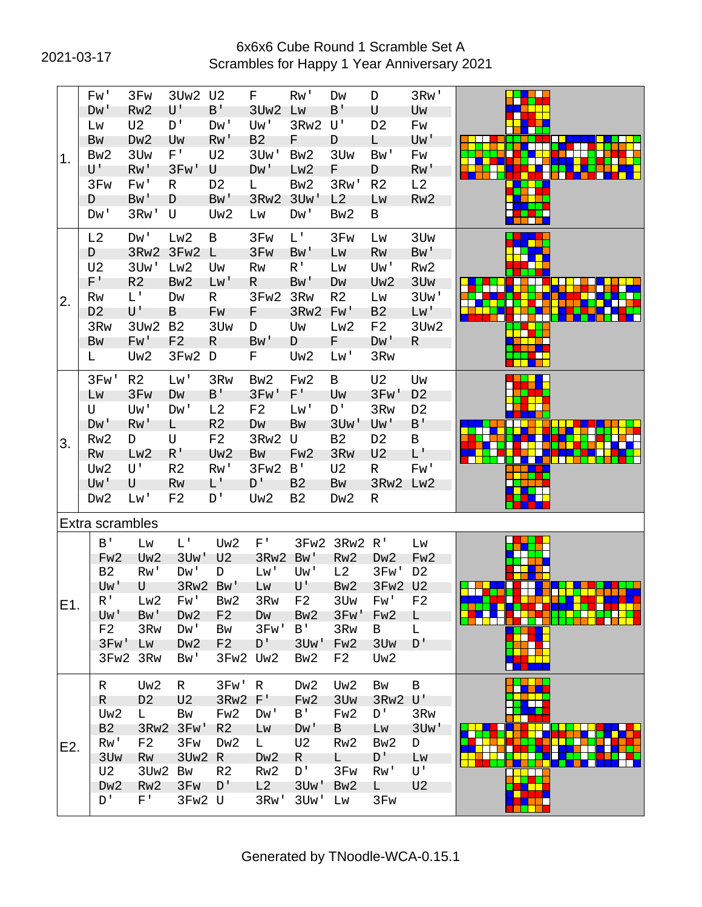2021-03-17

# 6x6x6 Cube Round 1 Scramble Set A
## Scrambles for Happy 1 Year Anniversary 2021

| # | Scramble |
|---|---|
| 1. | Fw' 3Fw 3Uw2 U2 F Rw' Dw D 3Rw' Dw' Rw2 U' B' 3Uw2 Lw B' U Uw Lw U2 D' Dw' Uw' 3Rw2 U' D2 Fw Bw Dw2 Uw Rw' B2 F D L Uw' Bw2 3Uw F' U2 3Uw' Bw2 3Uw Bw' Fw U' Rw' 3Fw' U Dw' Lw2 F D Rw' 3Fw Fw' R D2 L Bw2 3Rw' R2 L2 D Bw' D Bw' 3Rw2 3Uw' L2 Lw Rw2 Dw' 3Rw' U Uw2 Lw Dw' Bw2 B |
| 2. | L2 Dw' Lw2 B 3Fw L' 3Fw Lw 3Uw D 3Rw2 3Fw2 L 3Fw Bw' Lw Rw Bw' U2 3Uw' Lw2 Uw Rw R' Lw Uw' Rw2 F' R2 Bw2 Lw' R Bw' Dw Uw2 3Uw Rw L' Dw R 3Fw2 3Rw R2 Lw 3Uw' D2 U' B Fw F 3Rw2 Fw' B2 Lw' 3Rw 3Uw2 B2 3Uw D Uw Lw2 F2 3Uw2 Bw Fw' F2 R Bw' D F Dw' R L Uw2 3Fw2 D F Uw2 Lw' 3Rw |
| 3. | 3Fw' R2 Lw' 3Rw Bw2 Fw2 B U2 Uw Lw 3Fw Dw B' 3Fw' F' Uw 3Fw' D2 U Uw' Dw' L2 F2 Lw' D' 3Rw D2 Dw' Rw' L R2 Dw Bw 3Uw' Uw' B' Rw2 D U F2 3Rw2 U B2 D2 B Rw Lw2 R' Uw2 Bw Fw2 3Rw U2 L' Uw2 U' R2 Rw' 3Fw2 B' U2 R Fw' Uw' U Rw L' D' B2 Bw 3Rw2 Lw2 Dw2 Lw' F2 D' Uw2 B2 Dw2 R |

Extra scrambles

| # | Scramble |
|---|---|
| E1. | B' Lw L' Uw2 F' 3Fw2 3Rw2 R' Lw Fw2 Uw2 3Uw' U2 3Rw2 Bw' Rw2 Dw2 Fw2 B2 Rw' Dw' D Lw' Uw' L2 3Fw' D2 Uw' U 3Rw2 Bw' Lw U' Bw2 3Fw2 U2 R' Lw2 Fw' Bw2 3Rw F2 3Uw Fw' F2 Uw' Bw' Dw2 F2 Dw Bw2 3Fw' Fw2 L F2 3Rw Dw' Bw 3Fw' B' 3Rw B L 3Fw' Lw Dw2 F2 D' 3Uw' Fw2 3Uw D' 3Fw2 3Rw Bw' 3Fw2 Uw2 Bw2 F2 Uw2 |
| E2. | R Uw2 R 3Fw' R Dw2 Uw2 Bw B R D2 U2 3Rw2 F' Fw2 3Uw 3Rw2 U' Uw2 L Bw Fw2 Dw' B' Fw2 D' 3Rw B2 3Rw2 3Fw' R2 Lw Dw' B Lw 3Uw' Rw' F2 3Fw Dw2 L U2 Rw2 Bw2 D 3Uw Rw 3Uw2 R Dw2 R L D' Lw U2 3Uw2 Bw R2 Rw2 D' 3Fw Rw' U' Dw2 Rw2 3Fw D' L2 3Uw' Bw2 L U2 D' F' 3Fw2 U 3Rw' 3Uw' Lw 3Fw |

Generated by TNoodle-WCA-0.15.1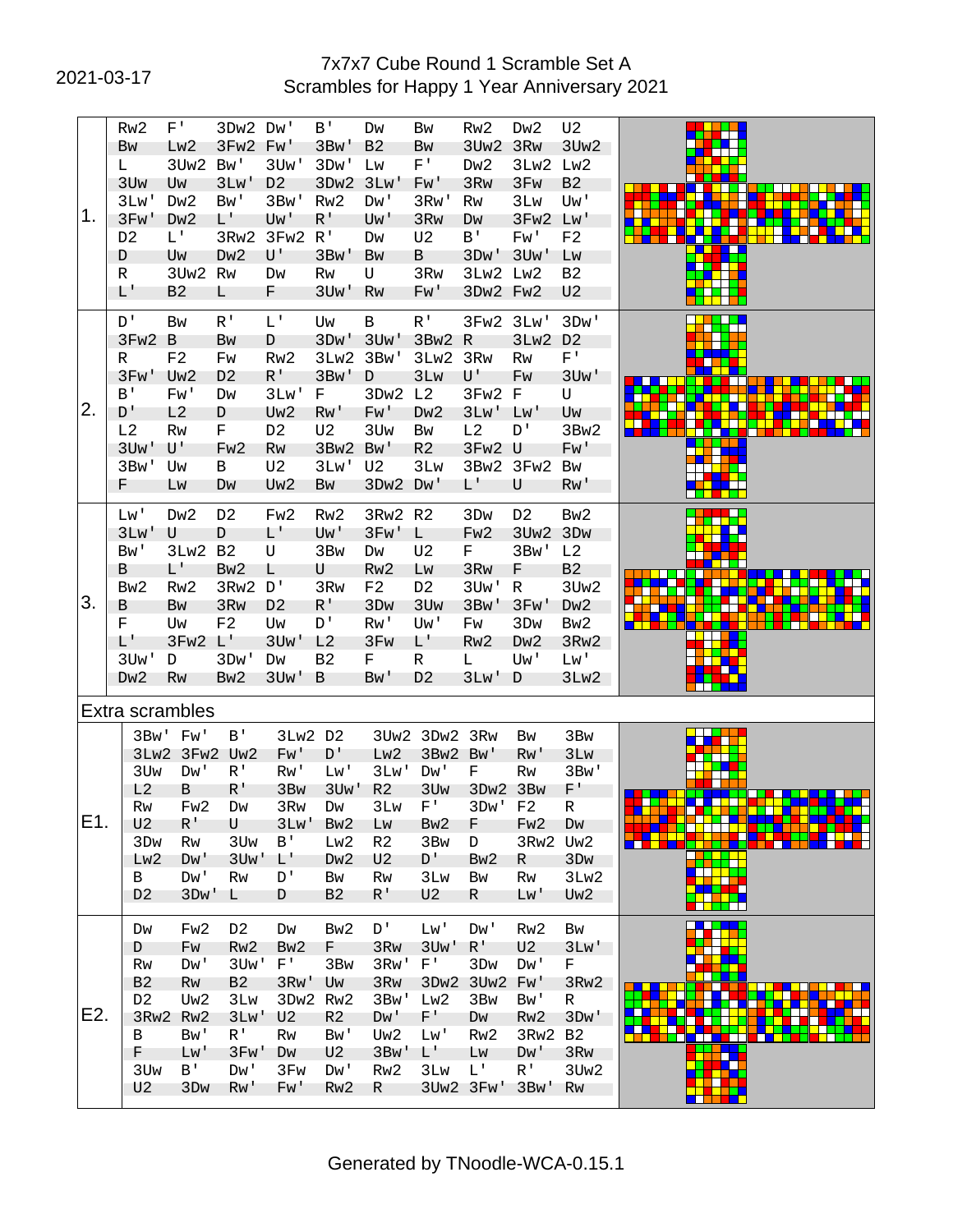2021-03-17

# 7x7x7 Cube Round 1 Scramble Set A
## Scrambles for Happy 1 Year Anniversary 2021

| # | Scramble |
|---|---|
| 1. | Rw2 F' 3Dw2 Dw' B' Dw Bw Rw2 Dw2 U2<br>Bw Lw2 3Fw2 Fw' 3Bw' B2 Bw 3Uw2 3Rw 3Uw2<br>L 3Uw2 Bw' 3Uw' 3Dw' Lw F' Dw2 3Lw2 Lw2<br>3Uw Uw 3Lw' D2 3Dw2 3Lw' Fw' 3Rw 3Fw B2<br>3Lw' Dw2 Bw' 3Bw' Rw2 Dw' 3Rw' Rw 3Lw Uw'<br>3Fw' Dw2 L' Uw' R' Uw' 3Rw Dw 3Fw2 Lw'<br>D2 L' 3Rw2 3Fw2 R' Dw U2 B' Fw' F2<br>D Uw Dw2 U' 3Bw' Bw B 3Dw' 3Uw' Lw<br>R 3Uw2 Rw Dw Rw U 3Rw 3Lw2 Lw2 B2<br>L' B2 L F 3Uw' Rw Fw' 3Dw2 Fw2 U2 |
| 2. | D' Bw R' L' Uw B R' 3Fw2 3Lw' 3Dw'<br>3Fw2 B Bw D 3Dw' 3Uw' 3Bw2 R 3Lw2 D2<br>R F2 Fw Rw2 3Lw2 3Bw' 3Lw2 3Rw Rw F'<br>3Fw' Uw2 D2 R' 3Bw' D 3Lw U' Fw 3Uw'<br>B' Fw' Dw 3Lw' F 3Dw2 L2 3Fw2 F U<br>D' L2 D Uw2 Rw' Fw' Dw2 3Lw' Lw' Uw<br>L2 Rw F D2 U2 3Uw Bw L2 D' 3Bw2<br>3Uw' U' Fw2 Rw 3Bw2 Bw' R2 3Fw2 U Fw'<br>3Bw' Uw B U2 3Lw' U2 3Lw 3Bw2 3Fw2 Bw<br>F Lw Dw Uw2 Bw 3Dw2 Dw' L' U Rw' |
| 3. | Lw' Dw2 D2 Fw2 Rw2 3Rw2 R2 3Dw D2 Bw2<br>3Lw' U D L' Uw' 3Fw' L Fw2 3Uw2 3Dw<br>Bw' 3Lw2 B2 U 3Bw Dw U2 F 3Bw' L2<br>B L' Bw2 L U Rw2 Lw 3Rw F B2<br>Bw2 Rw2 3Rw2 D' 3Rw F2 D2 3Uw' R 3Uw2<br>B Bw 3Rw D2 R' 3Dw 3Uw 3Bw' 3Fw' Dw2<br>F Uw F2 Uw D' Rw' Uw' Fw 3Dw Bw2<br>L' 3Fw2 L' 3Uw' L2 3Fw L' Rw2 Dw2 3Rw2<br>3Uw' D 3Dw' Dw B2 F R L Uw' Lw'<br>Dw2 Rw Bw2 3Uw' B Bw' D2 3Lw' D 3Lw2 |

### Extra scrambles

| # | Scramble |
|---|---|
| E1. | 3Bw' Fw' B' 3Lw2 D2 3Uw2 3Dw2 3Rw Bw 3Bw<br>3Lw2 3Fw2 Uw2 Fw' D' Lw2 3Bw2 Bw' Rw' 3Lw<br>3Uw Dw' R' Rw' Lw' 3Lw' Dw' F Rw 3Bw'<br>L2 B R' 3Bw 3Uw' R2 3Uw 3Dw2 3Bw F'<br>Rw Fw2 Dw 3Rw Dw 3Lw F' 3Dw' F2 R<br>U2 R' U 3Lw' Bw2 Lw Bw2 F Fw2 Dw<br>3Dw Rw 3Uw B' Lw2 R2 3Bw D 3Rw2 Uw2<br>Lw2 Dw' 3Uw' L' Dw2 U2 D' Bw2 R 3Dw<br>B Dw' Rw D' Bw Rw 3Lw Bw Rw 3Lw2<br>D2 3Dw' L D B2 R' U2 R Lw' Uw2 |
| E2. | Dw Fw2 D2 Dw Bw2 D' Lw' Dw' Rw2 Bw<br>D Fw Rw2 Bw2 F 3Rw 3Uw' R' U2 3Lw'<br>Rw Dw' 3Uw' F' 3Bw 3Rw' F' 3Dw Dw' F<br>B2 Rw B2 3Rw' Uw 3Rw 3Dw2 3Uw2 Fw' 3Rw2<br>D2 Uw2 3Lw 3Dw2 Rw2 3Bw' Lw2 3Bw Bw' R<br>3Rw2 Rw2 3Lw' U2 R2 Dw' F' Dw Rw2 3Dw'<br>B Bw' R' Rw Bw' Uw2 Lw' Rw2 3Rw2 B2<br>F Lw' 3Fw' Dw U2 3Bw' L' Lw Dw' 3Rw<br>3Uw B' Dw' 3Fw Dw' Rw2 3Lw L' R' 3Uw2<br>U2 3Dw Rw' Fw' Rw2 R 3Uw2 3Fw' 3Bw' Rw |

Generated by TNoodle-WCA-0.15.1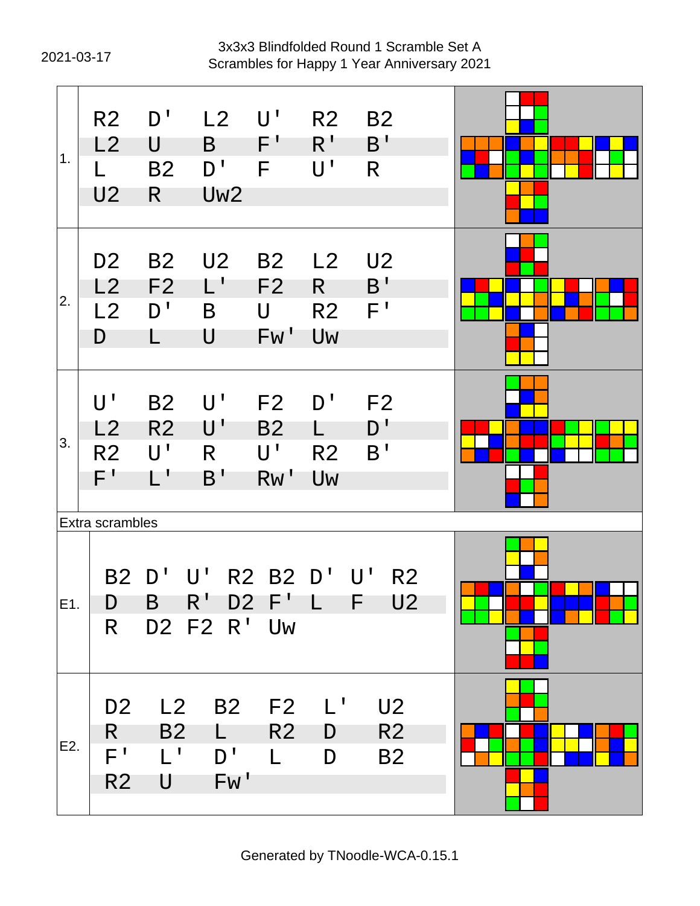2021-03-17

# 3x3x3 Blindfolded Round 1 Scramble Set A
## Scrambles for Happy 1 Year Anniversary 2021

| # | Scramble |
|---|---|
| 1. | R2 D' L2 U' R2 B2 L2 U B F' R' B' L B2 D' F U' R U2 R Uw2 |
| 2. | D2 B2 U2 B2 L2 U2 L2 F2 L' F2 R B' L2 D' B U R2 F' D L U Fw' Uw |
| 3. | U' B2 U' F2 D' F2 L2 R2 U' B2 L D' R2 U' R U' R2 B' F' L' B' Rw' Uw |

Extra scrambles

| # | Scramble |
|---|---|
| E1. | B2 D' U' R2 B2 D' U' R2 D B R' D2 F' L F U2 R D2 F2 R' Uw |
| E2. | D2 L2 B2 F2 L' U2 R B2 L R2 D R2 F' L' D' L D B2 R2 U Fw' |

Generated by TNoodle-WCA-0.15.1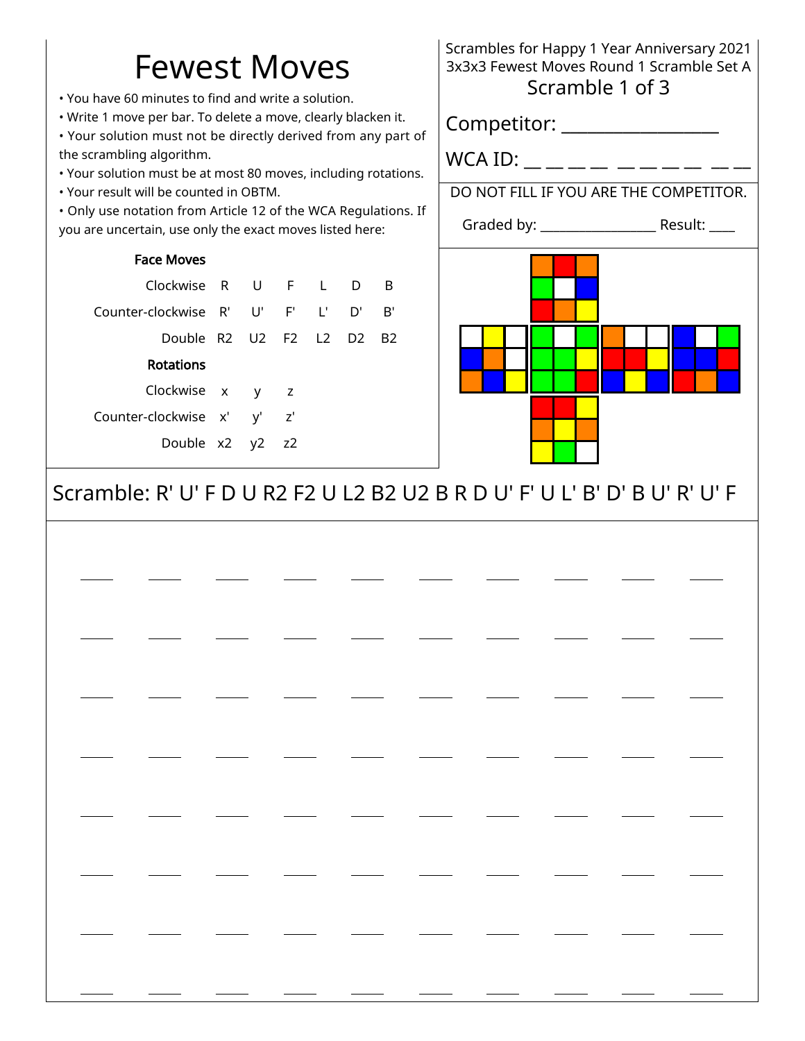# Fewest Moves

- You have 60 minutes to find and write a solution.
- Write 1 move per bar. To delete a move, clearly blacken it.
- Your solution must not be directly derived from any part of the scrambling algorithm.
- Your solution must be at most 80 moves, including rotations.
- Your result will be counted in OBTM.
- Only use notation from Article 12 of the WCA Regulations. If you are uncertain, use only the exact moves listed here:

**Face Moves**

| | | | | | | |
|---|---|---|---|---|---|---|
| Clockwise | R | U | F | L | D | B |
| Counter-clockwise | R' | U' | F' | L' | D' | B' |
| Double | R2 | U2 | F2 | L2 | D2 | B2 |

**Rotations**

| | | | |
|---|---|---|---|
| Clockwise | x | y | z |
| Counter-clockwise | x' | y' | z' |
| Double | x2 | y2 | z2 |

Scrambles for Happy 1 Year Anniversary 2021
3x3x3 Fewest Moves Round 1 Scramble Set A
Scramble 1 of 3

Competitor: ____________________

WCA ID: __ __ __ __ __ __ __ __ __ __

DO NOT FILL IF YOU ARE THE COMPETITOR.

Graded by: __________________ Result: ____

Scramble: R' U' F D U R2 F2 U L2 B2 U2 B R D U' F' U L' B' D' B U' R' U' F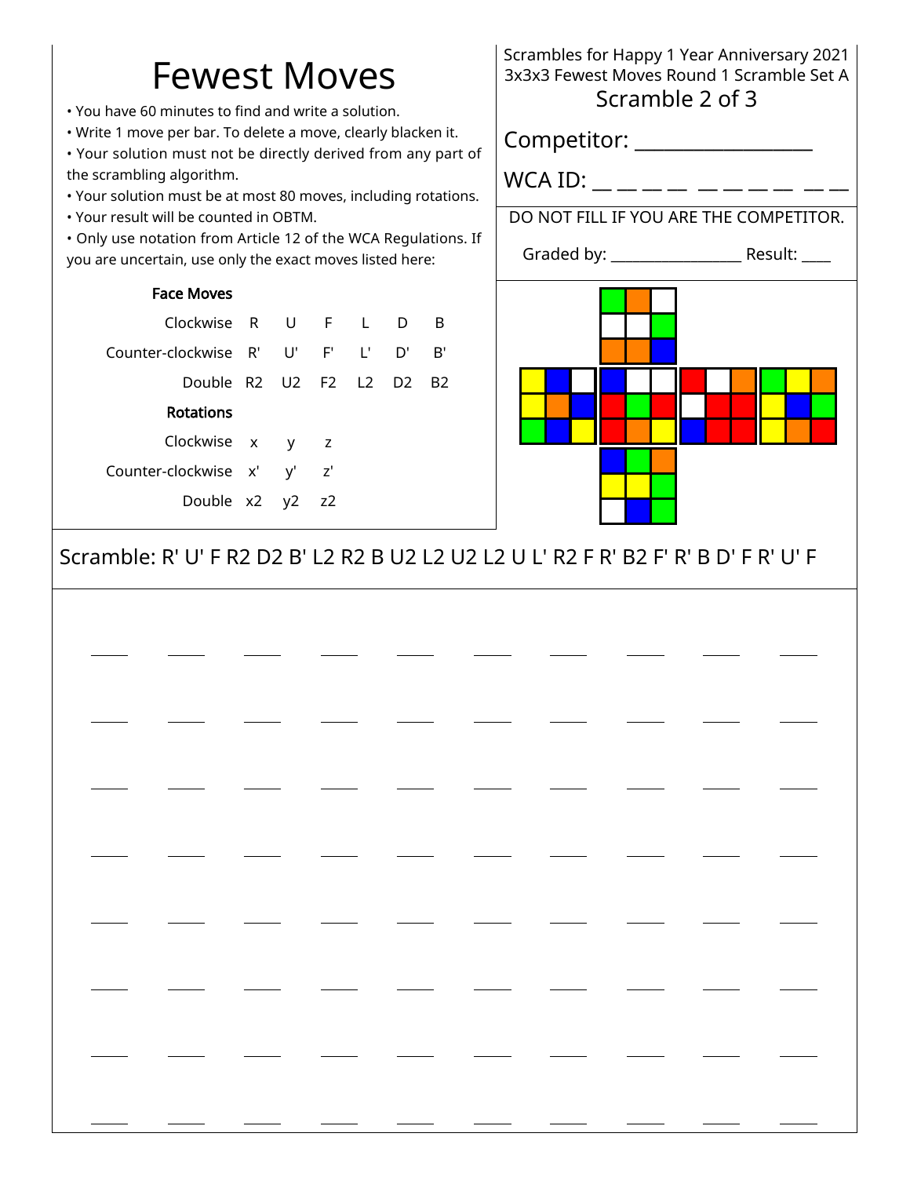# Fewest Moves

- You have 60 minutes to find and write a solution.
- Write 1 move per bar. To delete a move, clearly blacken it.
- Your solution must not be directly derived from any part of the scrambling algorithm.
- Your solution must be at most 80 moves, including rotations.
- Your result will be counted in OBTM.
- Only use notation from Article 12 of the WCA Regulations. If you are uncertain, use only the exact moves listed here:

**Face Moves**

| | | | | | | |
|---|---|---|---|---|---|---|
| Clockwise | R | U | F | L | D | B |
| Counter-clockwise | R' | U' | F' | L' | D' | B' |
| Double | R2 | U2 | F2 | L2 | D2 | B2 |

**Rotations**

| | | | |
|---|---|---|---|
| Clockwise | x | y | z |
| Counter-clockwise | x' | y' | z' |
| Double | x2 | y2 | z2 |

Scrambles for Happy 1 Year Anniversary 2021
3x3x3 Fewest Moves Round 1 Scramble Set A
Scramble 2 of 3

Competitor: ____________________

WCA ID: __ __ __ __ __ __ __ __ __ __

DO NOT FILL IF YOU ARE THE COMPETITOR.

Graded by: __________________ Result: ____

Scramble: R' U' F R2 D2 B' L2 R2 B U2 L2 U2 L2 U L' R2 F R' B2 F' R' B D' F R' U' F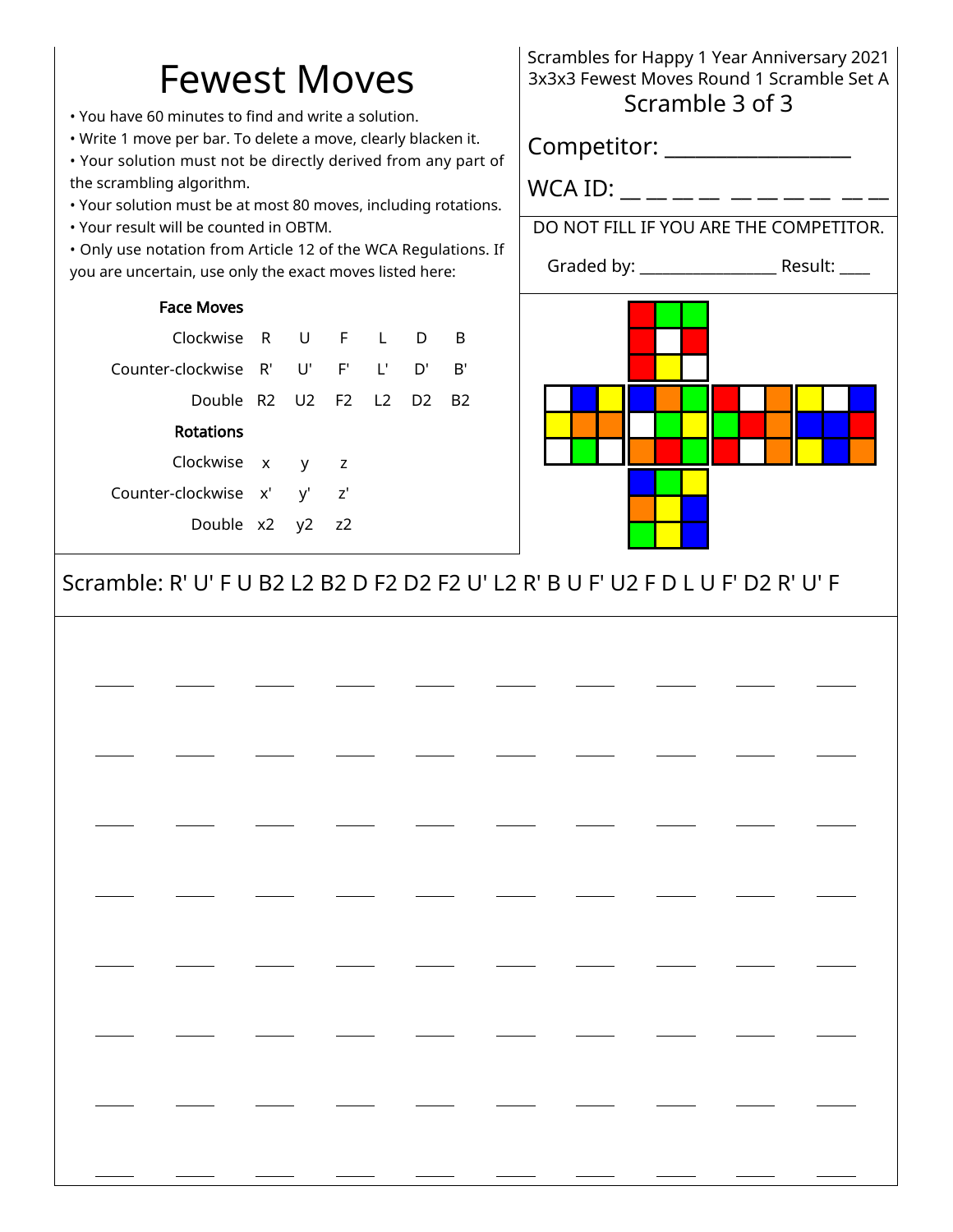# Fewest Moves

- You have 60 minutes to find and write a solution.
- Write 1 move per bar. To delete a move, clearly blacken it.
- Your solution must not be directly derived from any part of the scrambling algorithm.
- Your solution must be at most 80 moves, including rotations.
- Your result will be counted in OBTM.
- Only use notation from Article 12 of the WCA Regulations. If you are uncertain, use only the exact moves listed here:

**Face Moves**

| | | | | | | |
|---|---|---|---|---|---|---|
| Clockwise | R | U | F | L | D | B |
| Counter-clockwise | R' | U' | F' | L' | D' | B' |
| Double | R2 | U2 | F2 | L2 | D2 | B2 |

**Rotations**

| | | | |
|---|---|---|---|
| Clockwise | x | y | z |
| Counter-clockwise | x' | y' | z' |
| Double | x2 | y2 | z2 |

Scrambles for Happy 1 Year Anniversary 2021
3x3x3 Fewest Moves Round 1 Scramble Set A
Scramble 3 of 3

Competitor: ___________________

WCA ID: __ __ __ __ __ __ __ __ __ __

DO NOT FILL IF YOU ARE THE COMPETITOR.

Graded by: _________________ Result: ____

Scramble: R' U' F U B2 L2 B2 D F2 D2 F2 U' L2 R' B U F' U2 F D L U F' D2 R' U' F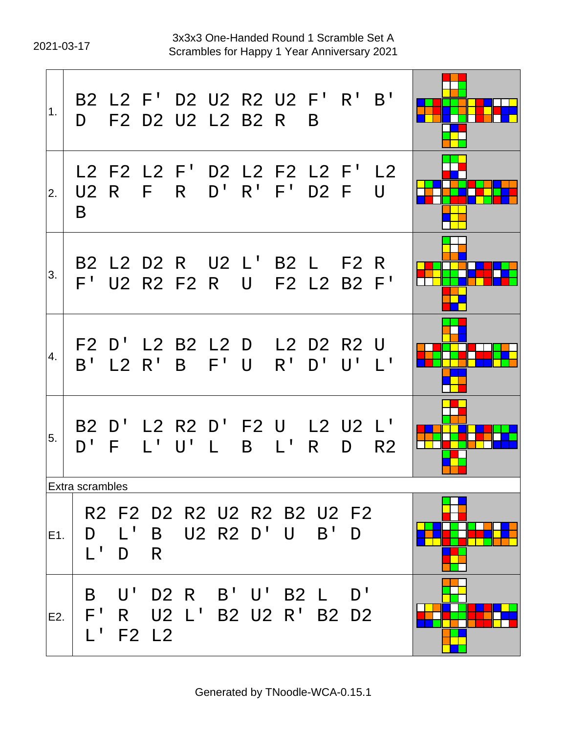# 3x3x3 One-Handed Round 1 Scramble Set A

Scrambles for Happy 1 Year Anniversary 2021

2021-03-17

| # | Scramble |
|---|---|
| 1. | B2 L2 F' D2 U2 R2 U2 F' R' B' D F2 D2 U2 L2 B2 R B |
| 2. | L2 F2 L2 F' D2 L2 F2 L2 F' L2 U2 R F R D' R' F' D2 F U B |
| 3. | B2 L2 D2 R U2 L' B2 L F2 R F' U2 R2 F2 R U F2 L2 B2 F' |
| 4. | F2 D' L2 B2 L2 D L2 D2 R2 U B' L2 R' B F' U R' D' U' L' |
| 5. | B2 D' L2 R2 D' F2 U L2 U2 L' D' F L' U' L B L' R D R2 |

Extra scrambles

| # | Scramble |
|---|---|
| E1. | R2 F2 D2 R2 U2 R2 B2 U2 F2 D L' B U2 R2 D' U B' D L' D R |
| E2. | B U' D2 R B' U' B2 L D' F' R U2 L' B2 U2 R' B2 D2 L' F2 L2 |

Generated by TNoodle-WCA-0.15.1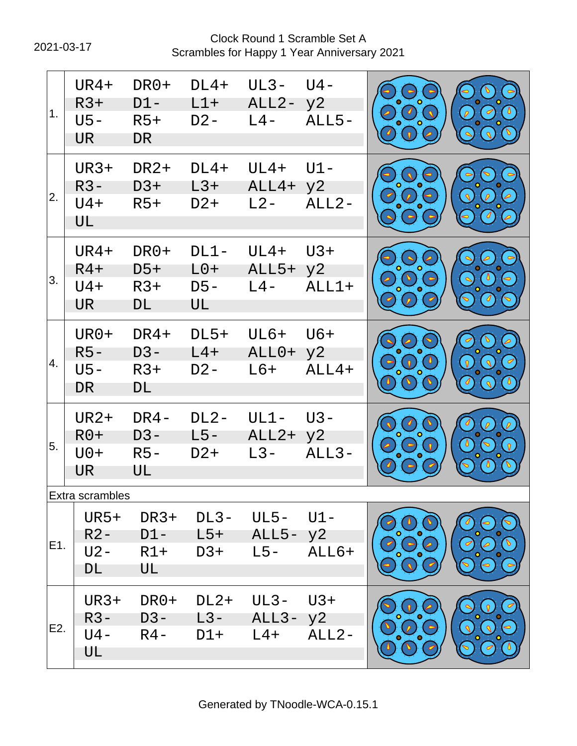2021-03-17

Clock Round 1 Scramble Set A
Scrambles for Happy 1 Year Anniversary 2021

| # | Scramble |
|---|---|
| 1. | UR4+ DR0+ DL4+ UL3- U4- R3+ D1- L1+ ALL2- y2 U5- R5+ D2- L4- ALL5- UR DR |
| 2. | UR3+ DR2+ DL4+ UL4+ U1- R3- D3+ L3+ ALL4+ y2 U4+ R5+ D2+ L2- ALL2- UL |
| 3. | UR4+ DR0+ DL1- UL4+ U3+ R4+ D5+ L0+ ALL5+ y2 U4+ R3+ D5- L4- ALL1+ UR DL UL |
| 4. | UR0+ DR4+ DL5+ UL6+ U6+ R5- D3- L4+ ALL0+ y2 U5- R3+ D2- L6+ ALL4+ DR DL |
| 5. | UR2+ DR4- DL2- UL1- U3- R0+ D3- L5- ALL2+ y2 U0+ R5- D2+ L3- ALL3- UR UL |

Extra scrambles

| # | Scramble |
|---|---|
| E1. | UR5+ DR3+ DL3- UL5- U1- R2- D1- L5+ ALL5- y2 U2- R1+ D3+ L5- ALL6+ DL UL |
| E2. | UR3+ DR0+ DL2+ UL3- U3+ R3- D3- L3- ALL3- y2 U4- R4- D1+ L4+ ALL2- UL |

Generated by TNoodle-WCA-0.15.1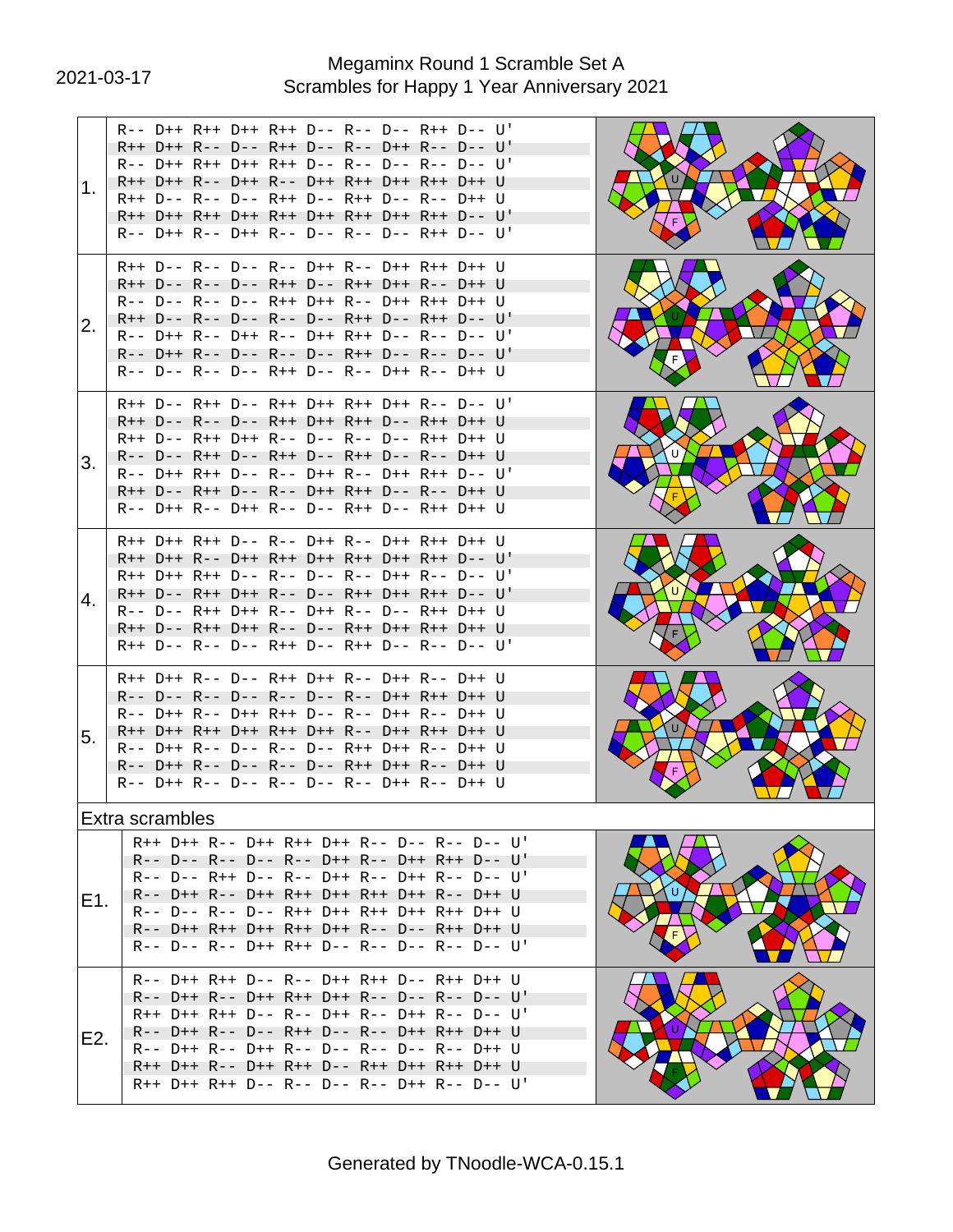2021-03-17

# Megaminx Round 1 Scramble Set A
## Scrambles for Happy 1 Year Anniversary 2021

| # | Scramble |
|---|---|
| 1. | R-- D++ R++ D++ R++ D-- R-- D-- R++ D-- U'<br>R++ D++ R-- D-- R++ D-- R-- D++ R-- D-- U'<br>R-- D++ R++ D++ R++ D-- R-- D-- R-- D-- U'<br>R++ D++ R-- D++ R-- D++ R++ D++ R++ D++ U<br>R++ D-- R-- D-- R++ D-- R++ D-- R-- D++ U<br>R++ D++ R++ D++ R++ D++ R++ D++ R++ D-- U'<br>R-- D++ R-- D++ R-- D-- R-- D-- R++ D-- U' |
| 2. | R++ D-- R-- D-- R-- D++ R-- D++ R++ D++ U<br>R++ D-- R-- D-- R++ D-- R++ D++ R-- D++ U<br>R-- D-- R-- D-- R++ D++ R-- D++ R++ D++ U<br>R++ D-- R-- D-- R-- D-- R++ D-- R++ D-- U'<br>R-- D++ R-- D++ R-- D++ R++ D-- R-- D-- U'<br>R-- D++ R-- D-- R-- D-- R++ D-- R-- D-- U'<br>R-- D-- R-- D-- R++ D-- R-- D++ R-- D++ U |
| 3. | R++ D-- R++ D-- R++ D++ R++ D++ R-- D-- U'<br>R++ D-- R-- D-- R++ D++ R++ D-- R++ D++ U<br>R++ D-- R++ D++ R-- D-- R-- D-- R++ D++ U<br>R-- D-- R++ D-- R++ D-- R++ D-- R-- D++ U<br>R-- D++ R++ D-- R-- D++ R-- D++ R++ D-- U'<br>R++ D-- R++ D-- R-- D++ R++ D-- R-- D++ U<br>R-- D++ R-- D++ R-- D-- R++ D-- R++ D++ U |
| 4. | R++ D++ R++ D-- R-- D++ R-- D++ R++ D++ U<br>R++ D++ R-- D++ R++ D++ R++ D++ R++ D-- U'<br>R++ D++ R++ D-- R-- D-- R-- D++ R-- D-- U'<br>R++ D-- R++ D++ R-- D-- R++ D++ R++ D-- U'<br>R-- D-- R++ D++ R-- D++ R-- D-- R++ D++ U<br>R++ D-- R++ D++ R-- D-- R++ D++ R++ D++ U<br>R++ D-- R-- D-- R++ D-- R++ D-- R-- D-- U' |
| 5. | R++ D++ R-- D-- R++ D++ R-- D++ R-- D++ U<br>R-- D-- R-- D-- R-- D-- R-- D++ R++ D++ U<br>R-- D++ R-- D++ R++ D-- R-- D++ R-- D++ U<br>R++ D++ R++ D++ R++ D++ R-- D++ R++ D++ U<br>R-- D++ R-- D-- R-- D-- R++ D++ R-- D++ U<br>R-- D++ R-- D-- R-- D-- R++ D++ R-- D++ U<br>R-- D++ R-- D-- R-- D-- R-- D++ R-- D++ U |

### Extra scrambles

| # | Scramble |
|---|---|
| E1. | R++ D++ R-- D++ R++ D++ R-- D-- R-- D-- U'<br>R-- D-- R-- D-- R-- D++ R-- D++ R++ D-- U'<br>R-- D-- R++ D-- R-- D++ R-- D++ R-- D-- U'<br>R-- D++ R-- D++ R++ D++ R++ D++ R-- D++ U<br>R-- D-- R-- D-- R++ D++ R++ D++ R++ D++ U<br>R-- D++ R++ D++ R++ D++ R-- D-- R++ D++ U<br>R-- D-- R-- D++ R++ D-- R-- D-- R-- D-- U' |
| E2. | R-- D++ R++ D-- R-- D++ R++ D-- R++ D++ U<br>R-- D++ R-- D++ R++ D++ R-- D-- R-- D-- U'<br>R++ D++ R++ D-- R-- D++ R-- D++ R-- D-- U'<br>R-- D++ R-- D-- R++ D-- R-- D++ R++ D++ U<br>R-- D++ R-- D++ R-- D-- R-- D-- R-- D++ U<br>R++ D++ R-- D++ R++ D-- R++ D++ R++ D++ U<br>R++ D++ R++ D-- R-- D-- R-- D++ R-- D-- U' |

Generated by TNoodle-WCA-0.15.1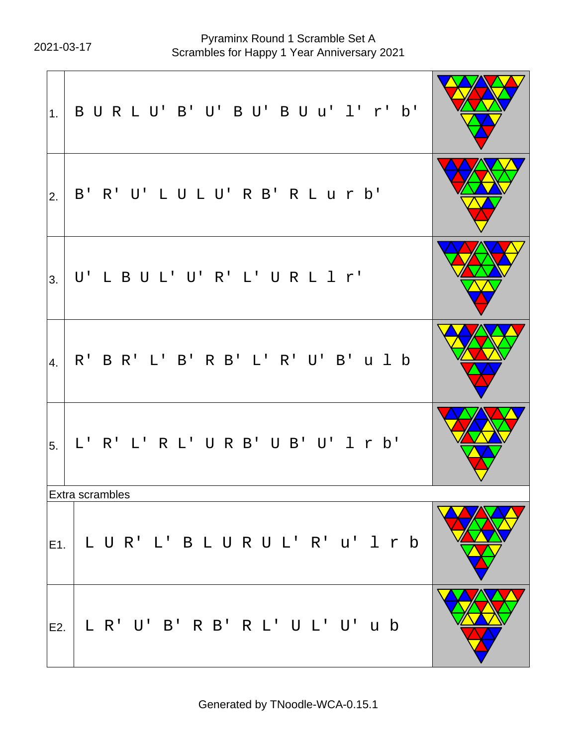2021-03-17

# Pyraminx Round 1 Scramble Set A
## Scrambles for Happy 1 Year Anniversary 2021

| # | Scramble |
|---|---|
| 1. | B U R L U' B' U' B U' B U u' l' r' b' |
| 2. | B' R' U' L U L U' R B' R L u r b' |
| 3. | U' L B U L' U' R' L' U R L l r' |
| 4. | R' B R' L' B' R B' L' R' U' B' u l b |
| 5. | L' R' L' R L' U R B' U B' U' l r b' |

Extra scrambles

| # | Scramble |
|---|---|
| E1. | L U R' L' B L U R U L' R' u' l r b |
| E2. | L R' U' B' R B' R L' U L' U' u b |

Generated by TNoodle-WCA-0.15.1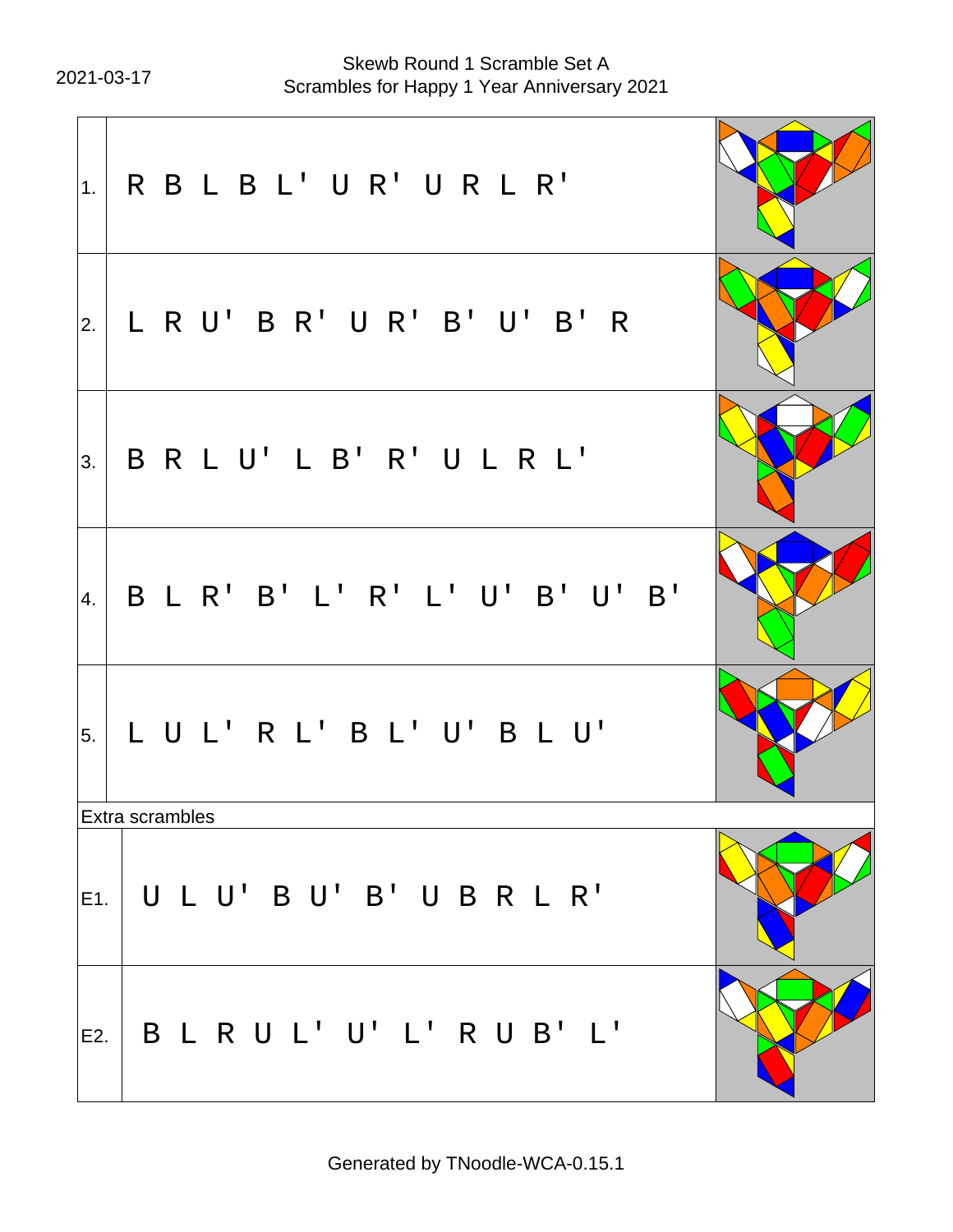2021-03-17

Skewb Round 1 Scramble Set A
Scrambles for Happy 1 Year Anniversary 2021

| # | Scramble |
|---|---|
| 1. | R B L B L' U R' U R L R' |
| 2. | L R U' B R' U R' B' U' B' R |
| 3. | B R L U' L B' R' U L R L' |
| 4. | B L R' B' L' R' L' U' B' U' B' |
| 5. | L U L' R L' B L' U' B L U' |

Extra scrambles

| # | Scramble |
|---|---|
| E1. | U L U' B U' B' U B R L R' |
| E2. | B L R U L' U' L' R U B' L' |

Generated by TNoodle-WCA-0.15.1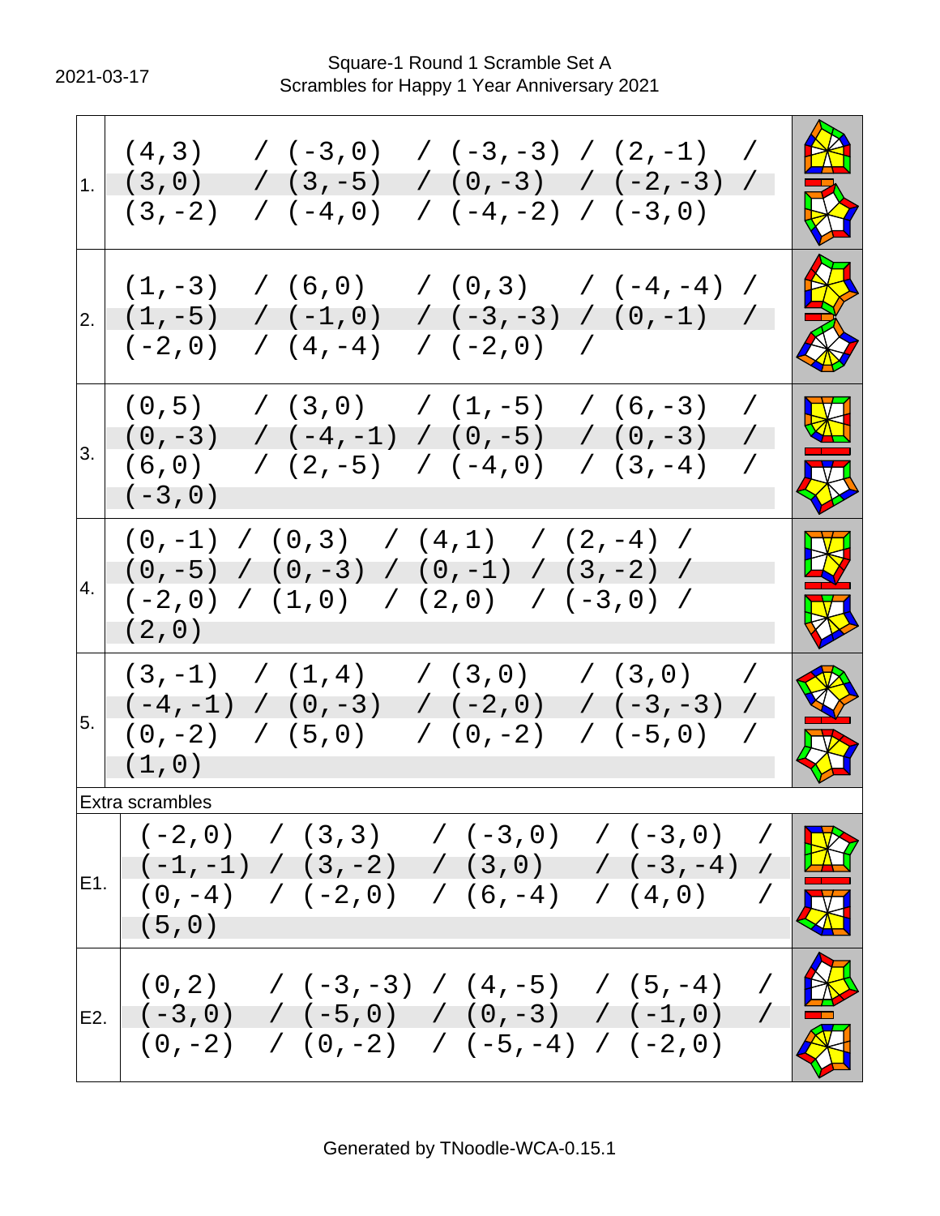2021-03-17

Square-1 Round 1 Scramble Set A
Scrambles for Happy 1 Year Anniversary 2021

| # | Scramble |
|---|---|
| 1. | (4,3) / (-3,0) / (-3,-3) / (2,-1) / (3,0) / (3,-5) / (0,-3) / (-2,-3) / (3,-2) / (-4,0) / (-4,-2) / (-3,0) |
| 2. | (1,-3) / (6,0) / (0,3) / (-4,-4) / (1,-5) / (-1,0) / (-3,-3) / (0,-1) / (-2,0) / (4,-4) / (-2,0) / |
| 3. | (0,5) / (3,0) / (1,-5) / (6,-3) / (0,-3) / (-4,-1) / (0,-5) / (0,-3) / (6,0) / (2,-5) / (-4,0) / (3,-4) / (-3,0) |
| 4. | (0,-1) / (0,3) / (4,1) / (2,-4) / (0,-5) / (0,-3) / (0,-1) / (3,-2) / (-2,0) / (1,0) / (2,0) / (-3,0) / (2,0) |
| 5. | (3,-1) / (1,4) / (3,0) / (3,0) / (-4,-1) / (0,-3) / (-2,0) / (-3,-3) / (0,-2) / (5,0) / (0,-2) / (-5,0) / (1,0) |

Extra scrambles

| # | Scramble |
|---|---|
| E1. | (-2,0) / (3,3) / (-3,0) / (-3,0) / (-1,-1) / (3,-2) / (3,0) / (-3,-4) / (0,-4) / (-2,0) / (6,-4) / (4,0) / (5,0) |
| E2. | (0,2) / (-3,-3) / (4,-5) / (5,-4) / (-3,0) / (-5,0) / (0,-3) / (-1,0) / (0,-2) / (0,-2) / (-5,-4) / (-2,0) |

Generated by TNoodle-WCA-0.15.1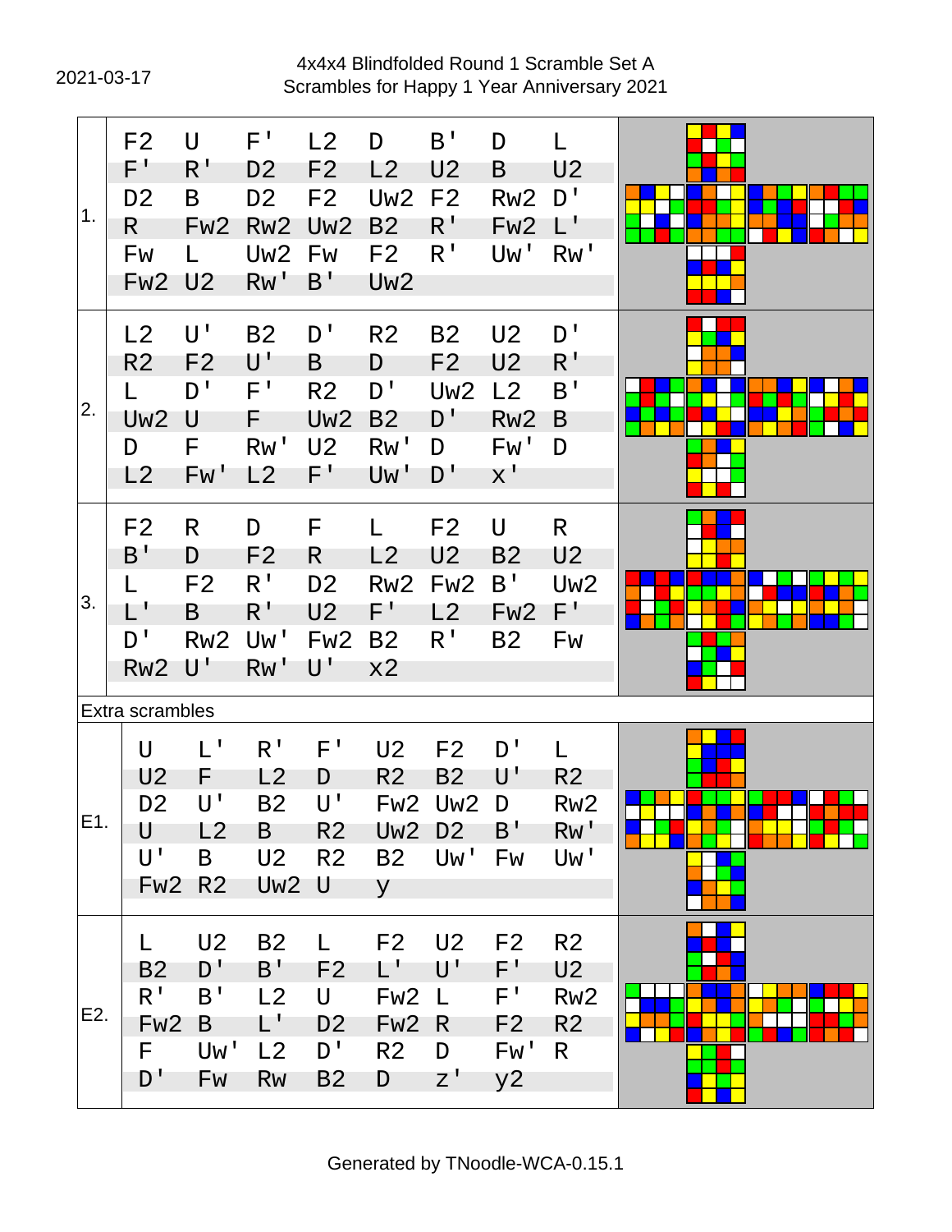2021-03-17

4x4x4 Blindfolded Round 1 Scramble Set A
Scrambles for Happy 1 Year Anniversary 2021

| # | Scramble |
|---|---|
| 1. | F2 U F' L2 D B' D L F' R' D2 F2 L2 U2 B U2 D2 B D2 F2 Uw2 F2 Rw2 D' R Fw2 Rw2 Uw2 B2 R' Fw2 L' Fw L Uw2 Fw F2 R' Uw' Rw' Fw2 U2 Rw' B' Uw2 |
| 2. | L2 U' B2 D' R2 B2 U2 D' R2 F2 U' B D F2 U2 R' L D' F' R2 D' Uw2 L2 B' Uw2 U F Uw2 B2 D' Rw2 B D F Rw' U2 Rw' D Fw' D L2 Fw' L2 F' Uw' D' x' |
| 3. | F2 R D F L F2 U R B' D F2 R L2 U2 B2 U2 L F2 R' D2 Rw2 Fw2 B' Uw2 L' B R' U2 F' L2 Fw2 F' D' Rw2 Uw' Fw2 B2 R' B2 Fw Rw2 U' Rw' U' x2 |

Extra scrambles

| # | Scramble |
|---|---|
| E1. | U L' R' F' U2 F2 D' L U2 F L2 D R2 B2 U' R2 D2 U' B2 U' Fw2 Uw2 D Rw2 U L2 B R2 Uw2 D2 B' Rw' U' B U2 R2 B2 Uw' Fw Uw' Fw2 R2 Uw2 U y |
| E2. | L U2 B2 L F2 U2 F2 R2 B2 D' B' F2 L' U' F' U2 R' B' L2 U Fw2 L F' Rw2 Fw2 B L' D2 Fw2 R F2 R2 F Uw' L2 D' R2 D Fw' R D' Fw Rw B2 D z' y2 |

Generated by TNoodle-WCA-0.15.1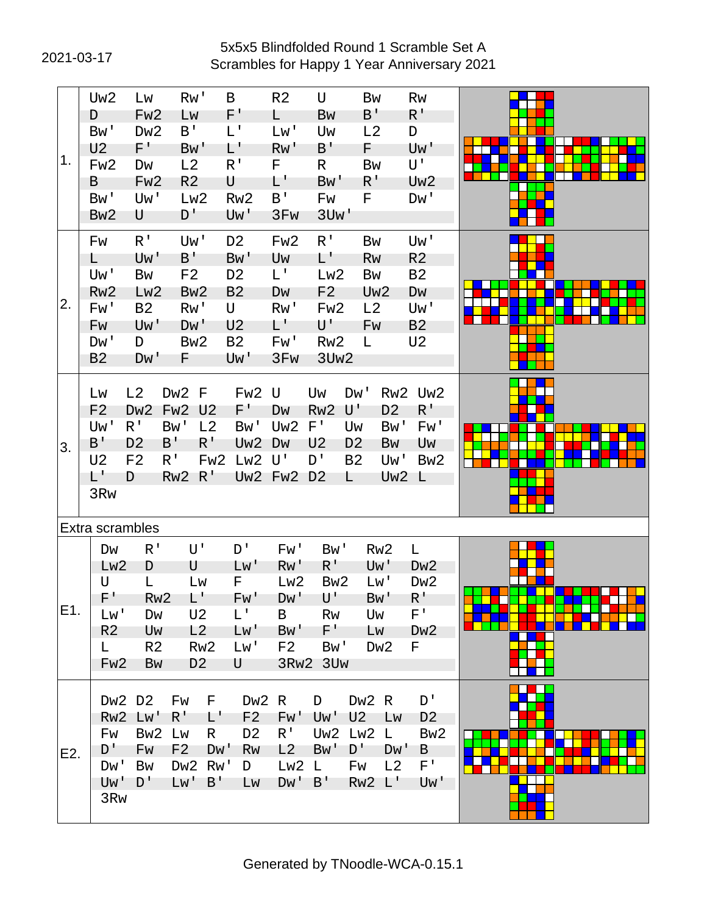2021-03-17

# 5x5x5 Blindfolded Round 1 Scramble Set A
## Scrambles for Happy 1 Year Anniversary 2021

| # | Scramble |
|---|---|
| 1. | Uw2 Lw Rw' B R2 U Bw Rw D Fw2 Lw F' L Bw B' R' Bw' Dw2 B' L' Lw' Uw L2 D U2 F' Bw' L' Rw' B' F Uw' Fw2 Dw L2 R' F R Bw U' B Fw2 R2 U L' Bw' R' Uw2 Bw' Uw' Lw2 Rw2 B' Fw F Dw' Bw2 U D' Uw' 3Fw 3Uw' |
| 2. | Fw R' Uw' D2 Fw2 R' Bw Uw' L Uw' B' Bw' Uw L' Rw R2 Uw' Bw F2 D2 L' Lw2 Bw B2 Rw2 Lw2 Bw2 B2 Dw F2 Uw2 Dw Fw' B2 Rw' U Rw' Fw2 L2 Uw' Fw Uw' Dw' U2 L' U' Fw B2 Dw' D Bw2 B2 Fw' Rw2 L U2 B2 Dw' F Uw' 3Fw 3Uw2 |
| 3. | Lw L2 Dw2 F Fw2 U Uw Dw' Rw2 Uw2 F2 Dw2 Fw2 U2 F' Dw Rw2 U' D2 R' Uw' R' Bw' L2 Bw' Uw2 F' Uw Bw' Fw' B' D2 B' R' Uw2 Dw U2 D2 Bw Uw U2 F2 R' Fw2 Lw2 U' D' B2 Uw' Bw2 L' D Rw2 R' Uw2 Fw2 D2 L Uw2 L 3Rw |

Extra scrambles

| # | Scramble |
|---|---|
| E1. | Dw R' U' D' Fw' Bw' Rw2 L Lw2 D U Lw' Rw' R' Uw' Dw2 U L Lw F Lw2 Bw2 Lw' Dw2 F' Rw2 L' Fw' Dw' U' Bw' R' Lw' Dw U2 L' B Rw Uw F' R2 Uw L2 Lw' Bw' F' Lw Dw2 L R2 Rw2 Lw' F2 Bw' Dw2 F Fw2 Bw D2 U 3Rw2 3Uw |
| E2. | Dw2 D2 Fw F Dw2 R D Dw2 R D' Rw2 Lw' R' L' F2 Fw' Uw' U2 Lw D2 Fw Bw2 Lw R D2 R' Uw2 Lw2 L Bw2 D' Fw F2 Dw' Rw L2 Bw' D' Dw' B Dw' Bw Dw2 Rw' D Lw2 L Fw L2 F' Uw' D' Lw' B' Lw Dw' B' Rw2 L' Uw' 3Rw |

Generated by TNoodle-WCA-0.15.1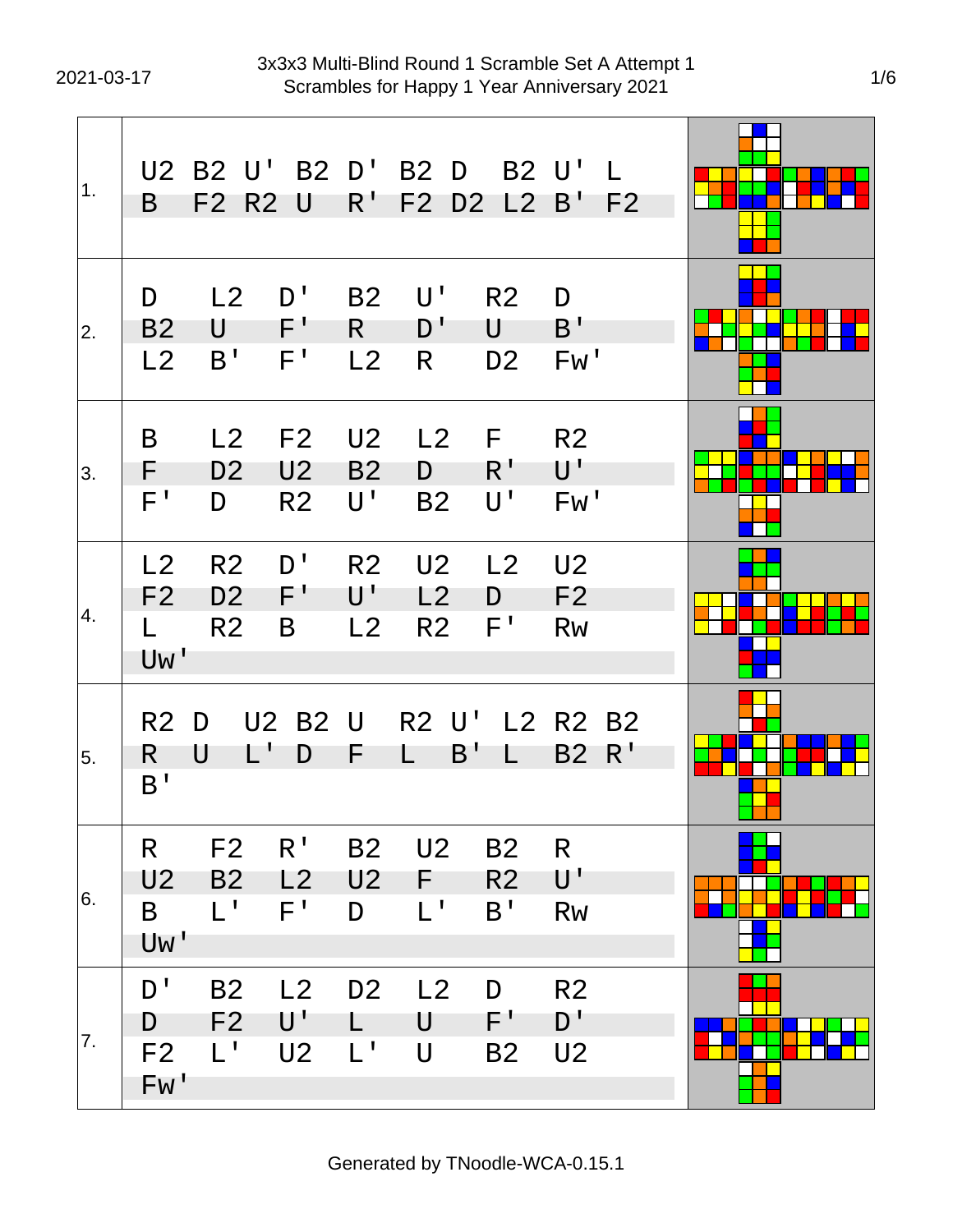# 3x3x3 Multi-Blind Round 1 Scramble Set A Attempt 1
## Scrambles for Happy 1 Year Anniversary 2021

2021-03-17

| # | Scramble |
|---|---|
| 1. | U2 B2 U' B2 D' B2 D B2 U' L B F2 R2 U R' F2 D2 L2 B' F2 |
| 2. | D L2 D' B2 U' R2 D B2 U F' R D' U B' L2 B' F' L2 R D2 Fw' |
| 3. | B L2 F2 U2 L2 F R2 F D2 U2 B2 D R' U' F' D R2 U' B2 U' Fw' |
| 4. | L2 R2 D' R2 U2 L2 U2 F2 D2 F' U' L2 D F2 L R2 B L2 R2 F' Rw Uw' |
| 5. | R2 D U2 B2 U R2 U' L2 R2 B2 R U L' D F L B' L B2 R' B' |
| 6. | R F2 R' B2 U2 B2 R U2 B2 L2 U2 F R2 U' B L' F' D L' B' Rw Uw' |
| 7. | D' B2 L2 D2 L2 D R2 D F2 U' L U F' D' F2 L' U2 L' U B2 U2 Fw' |

Generated by TNoodle-WCA-0.15.1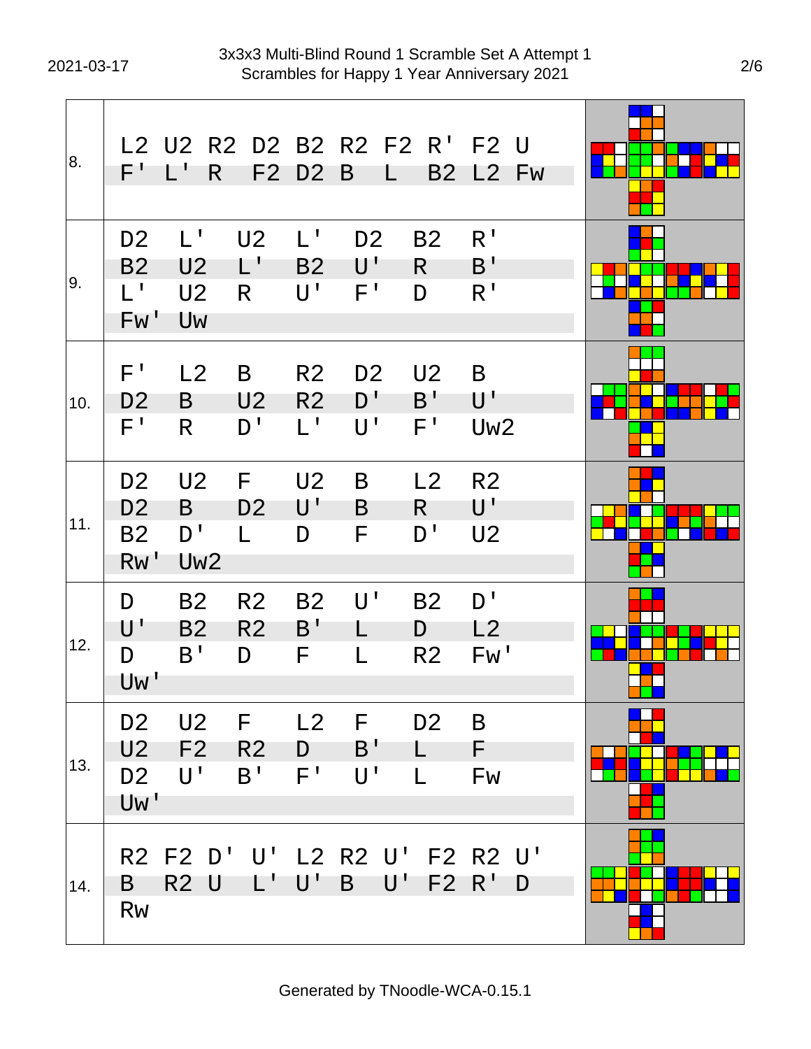# 3x3x3 Multi-Blind Round 1 Scramble Set A Attempt 1
## Scrambles for Happy 1 Year Anniversary 2021

2021-03-17

| # | Scramble |
|---|---|
| 8. | L2 U2 R2 D2 B2 R2 F2 R' F2 U F' L' R F2 D2 B L B2 L2 Fw |
| 9. | D2 L' U2 L' D2 B2 R' B2 U2 L' B2 U' R B' L' U2 R U' F' D R' Fw' Uw |
| 10. | F' L2 B R2 D2 U2 B D2 B U2 R2 D' B' U' F' R D' L' U' F' Uw2 |
| 11. | D2 U2 F U2 B L2 R2 D2 B D2 U' B R U' B2 D' L D F D' U2 Rw' Uw2 |
| 12. | D B2 R2 B2 U' B2 D' U' B2 R2 B' L D L2 D B' D F L R2 Fw' Uw' |
| 13. | D2 U2 F L2 F D2 B U2 F2 R2 D B' L F D2 U' B' F' U' L Fw Uw' |
| 14. | R2 F2 D' U' L2 R2 U' F2 R2 U' B R2 U L' U' B U' F2 R' D Rw |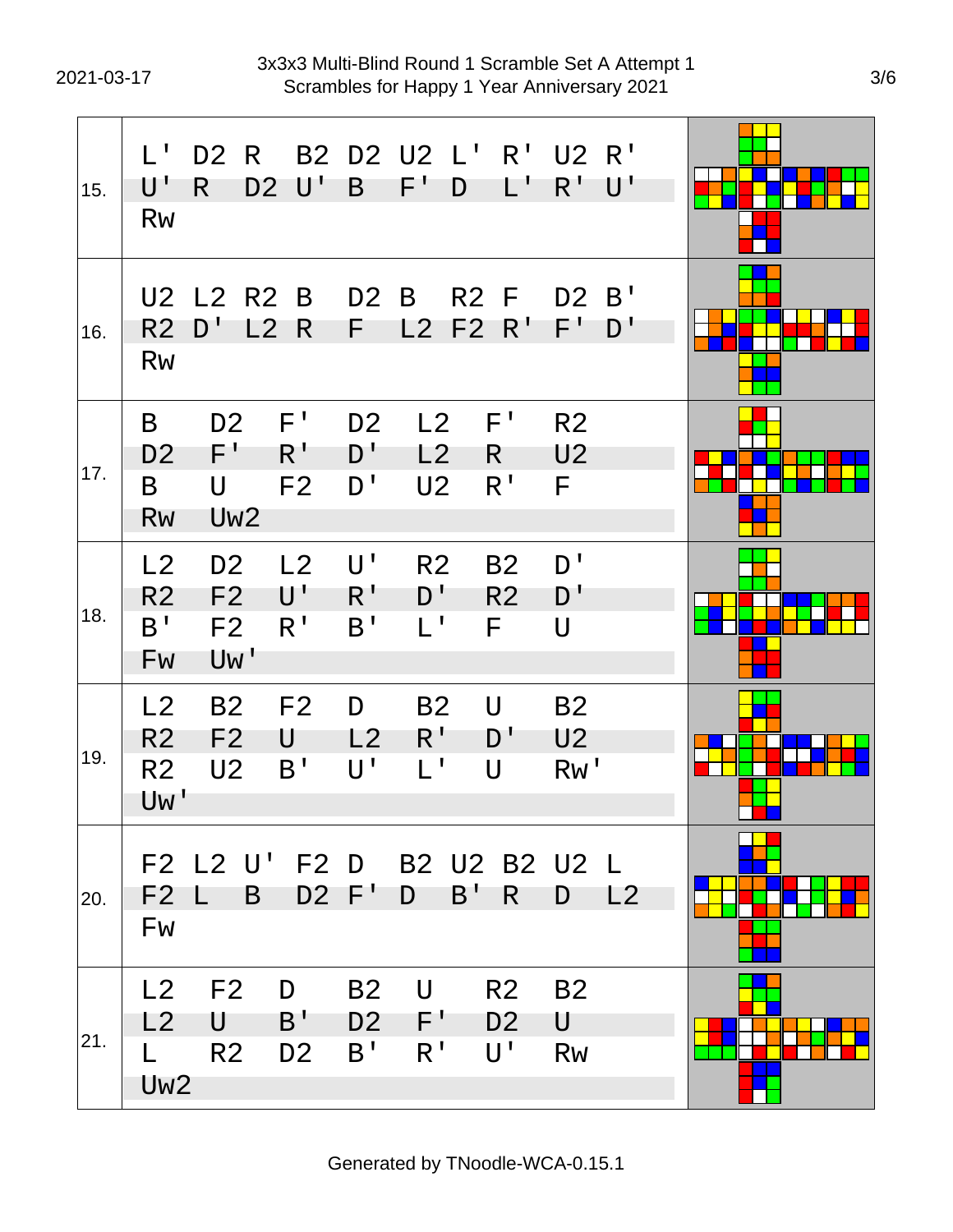# 3x3x3 Multi-Blind Round 1 Scramble Set A Attempt 1
## Scrambles for Happy 1 Year Anniversary 2021

2021-03-17

| # | Scramble |
|---|---|
| 15. | L' D2 R B2 D2 U2 L' R' U2 R' U' R D2 U' B F' D L' R' U' Rw |
| 16. | U2 L2 R2 B D2 B R2 F D2 B' R2 D' L2 R F L2 F2 R' F' D' Rw |
| 17. | B D2 F' D2 L2 F' R2 D2 F' R' D' L2 R U2 B U F2 D' U2 R' F Rw Uw2 |
| 18. | L2 D2 L2 U' R2 B2 D' R2 F2 U' R' D' R2 D' B' F2 R' B' L' F U Fw Uw' |
| 19. | L2 B2 F2 D B2 U B2 R2 F2 U L2 R' D' U2 R2 U2 B' U' L' U Rw' Uw' |
| 20. | F2 L2 U' F2 D B2 U2 B2 U2 L F2 L B D2 F' D B' R D L2 Fw |
| 21. | L2 F2 D B2 U R2 B2 L2 U B' D2 F' D2 U L R2 D2 B' R' U' Rw Uw2 |

Generated by TNoodle-WCA-0.15.1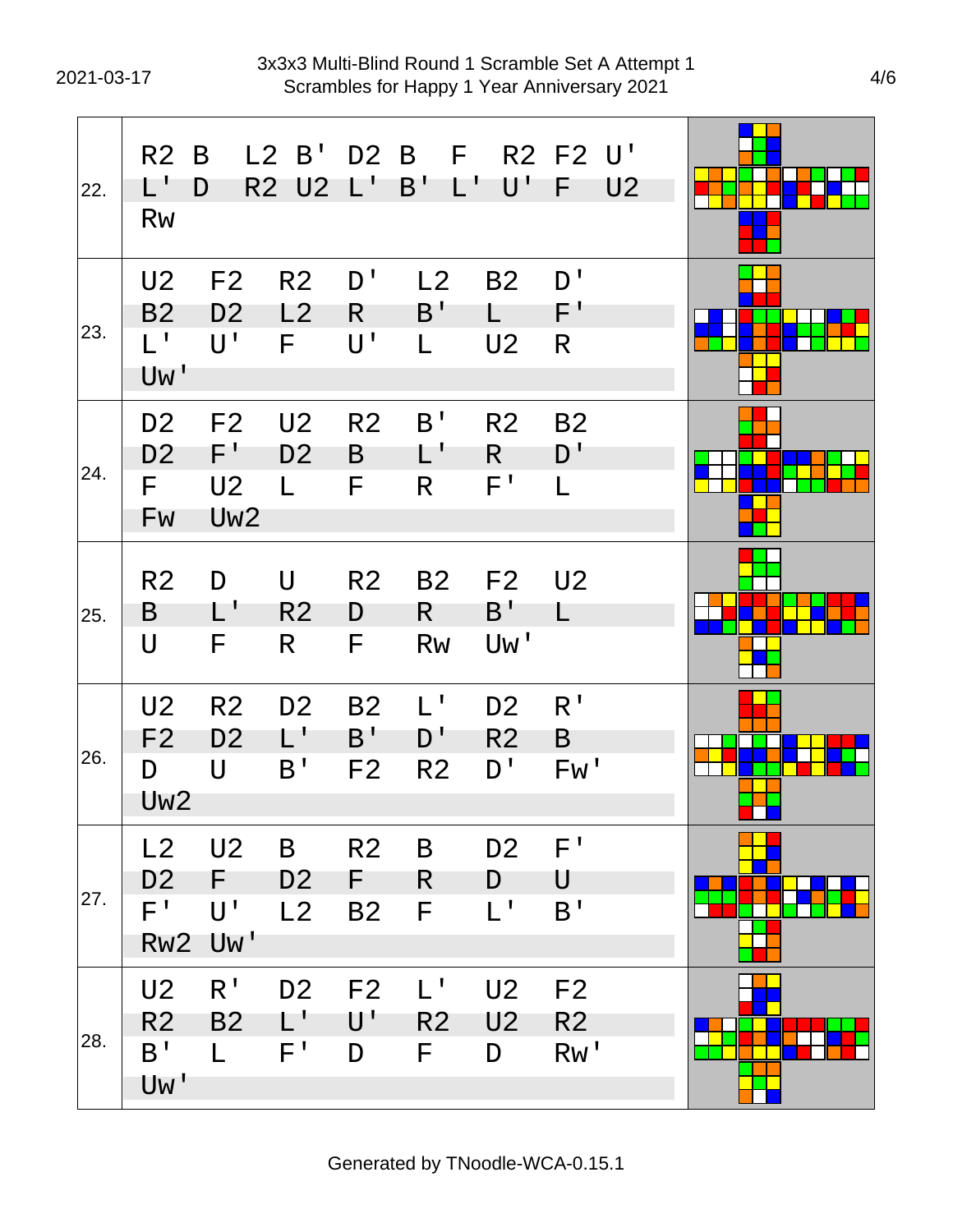# 3x3x3 Multi-Blind Round 1 Scramble Set A Attempt 1
## Scrambles for Happy 1 Year Anniversary 2021

2021-03-17

| # | Scramble |
|---|---|
| 22. | R2 B L2 B' D2 B F R2 F2 U' L' D R2 U2 L' B' L' U' F U2 Rw |
| 23. | U2 F2 R2 D' L2 B2 D' B2 D2 L2 R B' L F' L' U' F U' L U2 R Uw' |
| 24. | D2 F2 U2 R2 B' R2 B2 D2 F' D2 B L' R D' F U2 L F R F' L Fw Uw2 |
| 25. | R2 D U R2 B2 F2 U2 B L' R2 D R B' L U F R F Rw Uw' |
| 26. | U2 R2 D2 B2 L' D2 R' F2 D2 L' B' D' R2 B D U B' F2 R2 D' Fw' Uw2 |
| 27. | L2 U2 B R2 B D2 F' D2 F D2 F R D U F' U' L2 B2 F L' B' Rw2 Uw' |
| 28. | U2 R' D2 F2 L' U2 F2 R2 B2 L' U' R2 U2 R2 B' L F' D F D Rw' Uw' |

Generated by TNoodle-WCA-0.15.1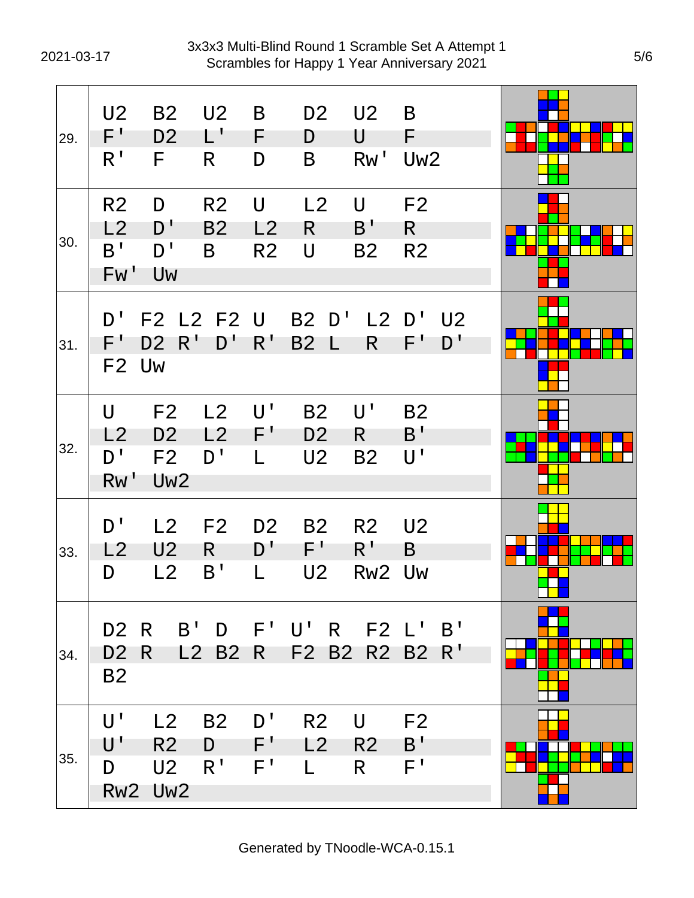# 3x3x3 Multi-Blind Round 1 Scramble Set A Attempt 1
## Scrambles for Happy 1 Year Anniversary 2021

2021-03-17

| # | Scramble |
|---|---|
| 29. | U2 B2 U2 B D2 U2 B F' D2 L' F D U F R' F R D B Rw' Uw2 |
| 30. | R2 D R2 U L2 U F2 L2 D' B2 L2 R B' R B' D' B R2 U B2 R2 Fw' Uw |
| 31. | D' F2 L2 F2 U B2 D' L2 D' U2 F' D2 R' D' R' B2 L R F' D' F2 Uw |
| 32. | U F2 L2 U' B2 U' B2 L2 D2 L2 F' D2 R B' D' F2 D' L U2 B2 U' Rw' Uw2 |
| 33. | D' L2 F2 D2 B2 R2 U2 L2 U2 R D' F' R' B D L2 B' L U2 Rw2 Uw |
| 34. | D2 R B' D F' U' R F2 L' B' D2 R L2 B2 R F2 B2 R2 B2 R' B2 |
| 35. | U' L2 B2 D' R2 U F2 U' R2 D F' L2 R2 B' D U2 R' F' L R F' Rw2 Uw2 |

Generated by TNoodle-WCA-0.15.1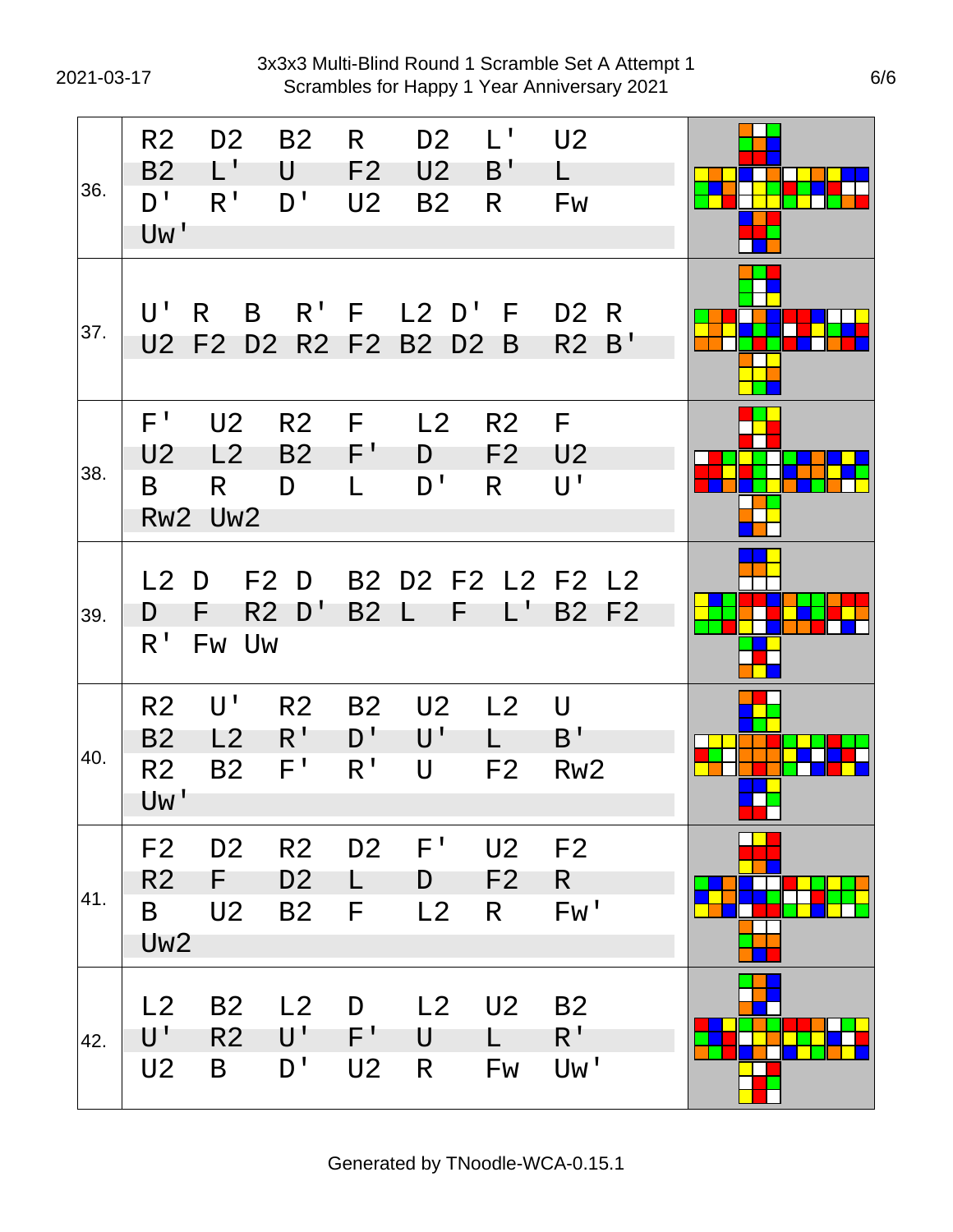# 3x3x3 Multi-Blind Round 1 Scramble Set A Attempt 1
## Scrambles for Happy 1 Year Anniversary 2021

2021-03-17

| # | Scramble |
|---|---|
| 36. | R2 D2 B2 R D2 L' U2 B2 L' U F2 U2 B' L D' R' D' U2 B2 R Fw Uw' |
| 37. | U' R B R' F L2 D' F D2 R U2 F2 D2 R2 F2 B2 D2 B R2 B' |
| 38. | F' U2 R2 F L2 R2 F U2 L2 B2 F' D F2 U2 B R D L D' R U' Rw2 Uw2 |
| 39. | L2 D F2 D B2 D2 F2 L2 F2 L2 D F R2 D' B2 L F L' B2 F2 R' Fw Uw |
| 40. | R2 U' R2 B2 U2 L2 U B2 L2 R' D' U' L B' R2 B2 F' R' U F2 Rw2 Uw' |
| 41. | F2 D2 R2 D2 F' U2 F2 R2 F D2 L D F2 R B U2 B2 F L2 R Fw' Uw2 |
| 42. | L2 B2 L2 D L2 U2 B2 U' R2 U' F' U L R' U2 B D' U2 R Fw Uw' |

Generated by TNoodle-WCA-0.15.1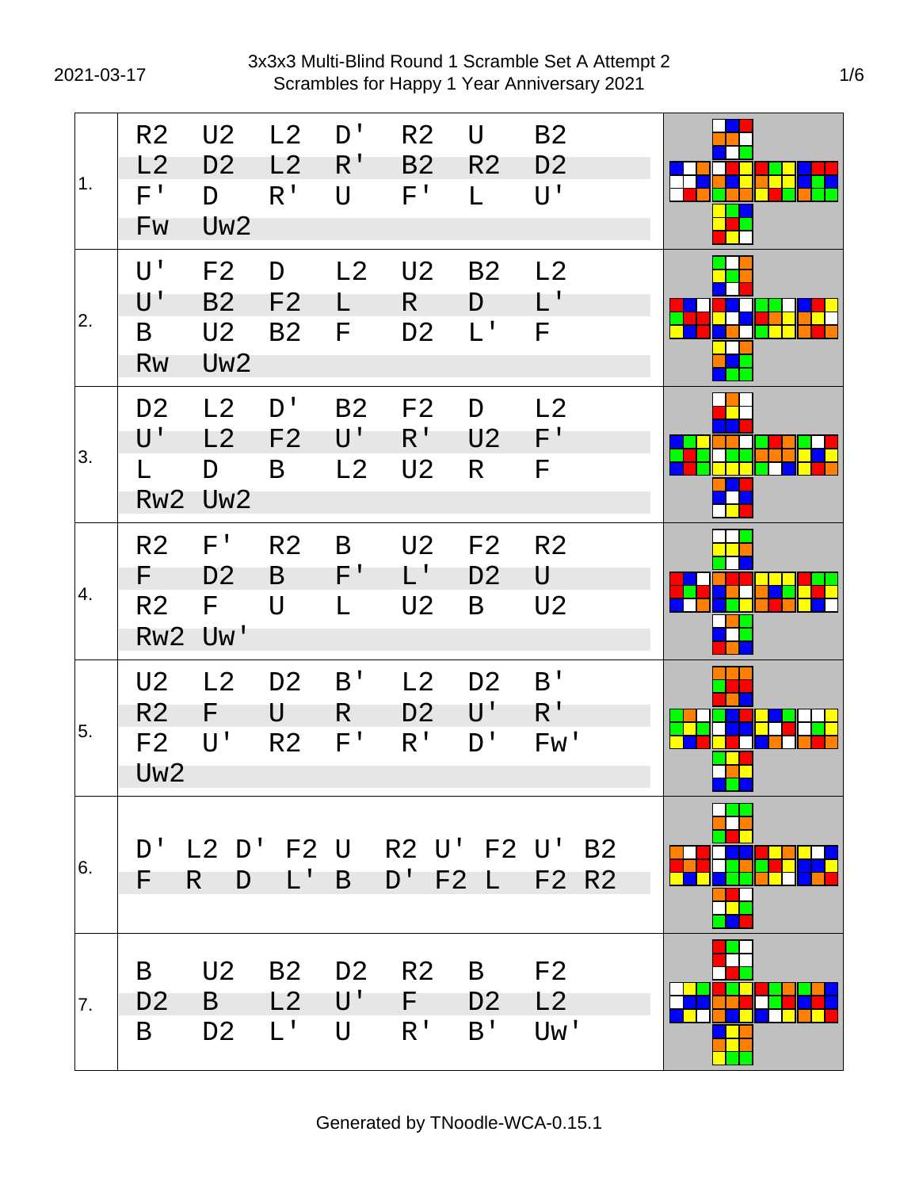# 3x3x3 Multi-Blind Round 1 Scramble Set A Attempt 2
## Scrambles for Happy 1 Year Anniversary 2021

2021-03-17

| # | Scramble |
|---|---|
| 1. | R2 U2 L2 D' R2 U B2 L2 D2 L2 R' B2 R2 D2 F' D R' U F' L U' Fw Uw2 |
| 2. | U' F2 D L2 U2 B2 L2 U' B2 F2 L R D L' B U2 B2 F D2 L' F Rw Uw2 |
| 3. | D2 L2 D' B2 F2 D L2 U' L2 F2 U' R' U2 F' L D B L2 U2 R F Rw2 Uw2 |
| 4. | R2 F' R2 B U2 F2 R2 F D2 B F' L' D2 U R2 F U L U2 B U2 Rw2 Uw' |
| 5. | U2 L2 D2 B' L2 D2 B' R2 F U R D2 U' R' F2 U' R2 F' R' D' Fw' Uw2 |
| 6. | D' L2 D' F2 U R2 U' F2 U' B2 F R D L' B D' F2 L F2 R2 |
| 7. | B U2 B2 D2 R2 B F2 D2 B L2 U' F D2 L2 B D2 L' U R' B' Uw' |

Generated by TNoodle-WCA-0.15.1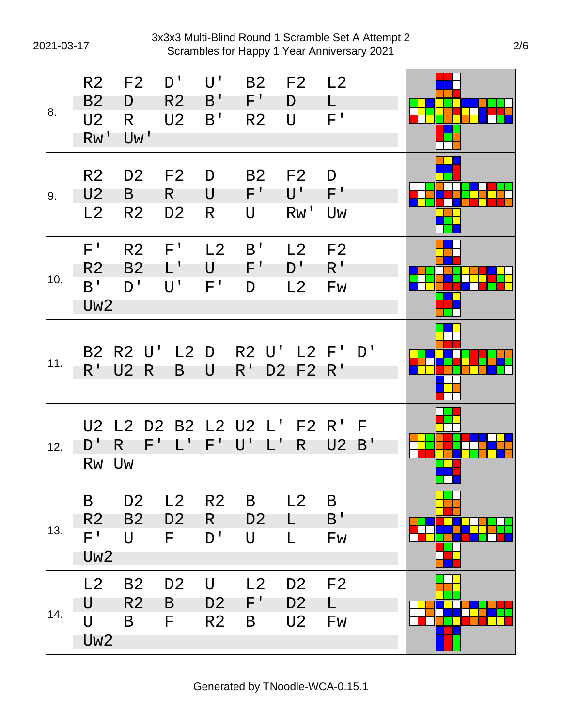# 3x3x3 Multi-Blind Round 1 Scramble Set A Attempt 2
## Scrambles for Happy 1 Year Anniversary 2021

2021-03-17

| # | Scramble |
|---|---|
| 8. | R2 F2 D' U' B2 F2 L2 B2 D R2 B' F' D L U2 R U2 B' R2 U F' Rw' Uw' |
| 9. | R2 D2 F2 D B2 F2 D U2 B R U F' U' F' L2 R2 D2 R U Rw' Uw |
| 10. | F' R2 F' L2 B' L2 F2 R2 B2 L' U F' D' R' B' D' U' F' D L2 Fw Uw2 |
| 11. | B2 R2 U' L2 D R2 U' L2 F' D' R' U2 R B U R' D2 F2 R' |
| 12. | U2 L2 D2 B2 L2 U2 L' F2 R' F D' R F' L' F' U' L' R U2 B' Rw Uw |
| 13. | B D2 L2 R2 B L2 B R2 B2 D2 R D2 L B' F' U F D' U L Fw Uw2 |
| 14. | L2 B2 D2 U L2 D2 F2 U R2 B D2 F' D2 L U B F R2 B U2 Fw Uw2 |

Generated by TNoodle-WCA-0.15.1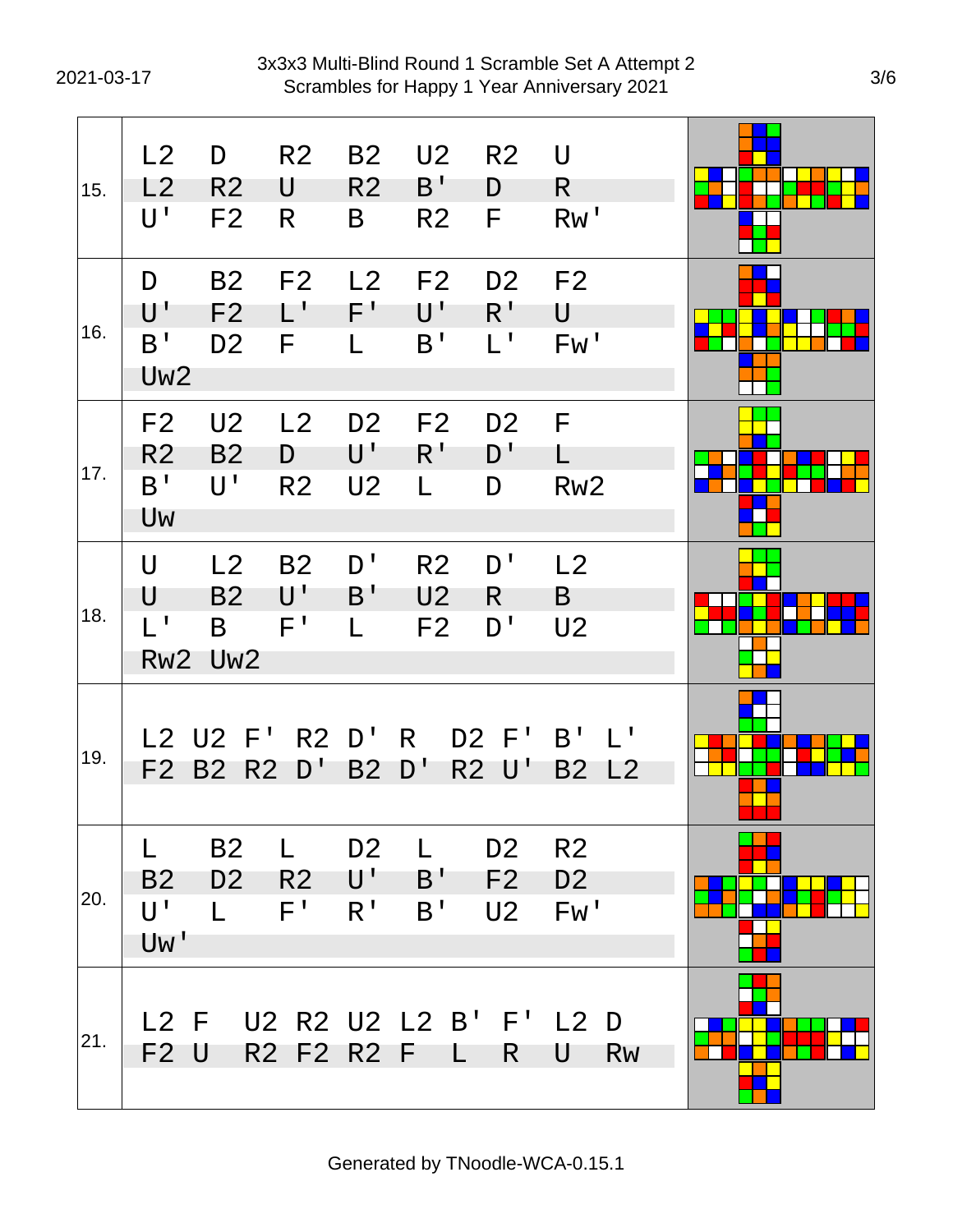# 3x3x3 Multi-Blind Round 1 Scramble Set A Attempt 2
## Scrambles for Happy 1 Year Anniversary 2021

2021-03-17

| # | Scramble |
|---|---|
| 15. | L2 D R2 B2 U2 R2 U L2 R2 U R2 B' D R U' F2 R B R2 F Rw' |
| 16. | D B2 F2 L2 F2 D2 F2 U' F2 L' F' U' R' U B' D2 F L B' L' Fw' Uw2 |
| 17. | F2 U2 L2 D2 F2 D2 F R2 B2 D U' R' D' L B' U' R2 U2 L D Rw2 Uw |
| 18. | U L2 B2 D' R2 D' L2 U B2 U' B' U2 R B L' B F' L F2 D' U2 Rw2 Uw2 |
| 19. | L2 U2 F' R2 D' R D2 F' B' L' F2 B2 R2 D' B2 D' R2 U' B2 L2 |
| 20. | L B2 L D2 L D2 R2 B2 D2 R2 U' B' F2 D2 U' L F' R' B' U2 Fw' Uw' |
| 21. | L2 F U2 R2 U2 L2 B' F' L2 D F2 U R2 F2 R2 F L R U Rw |

Generated by TNoodle-WCA-0.15.1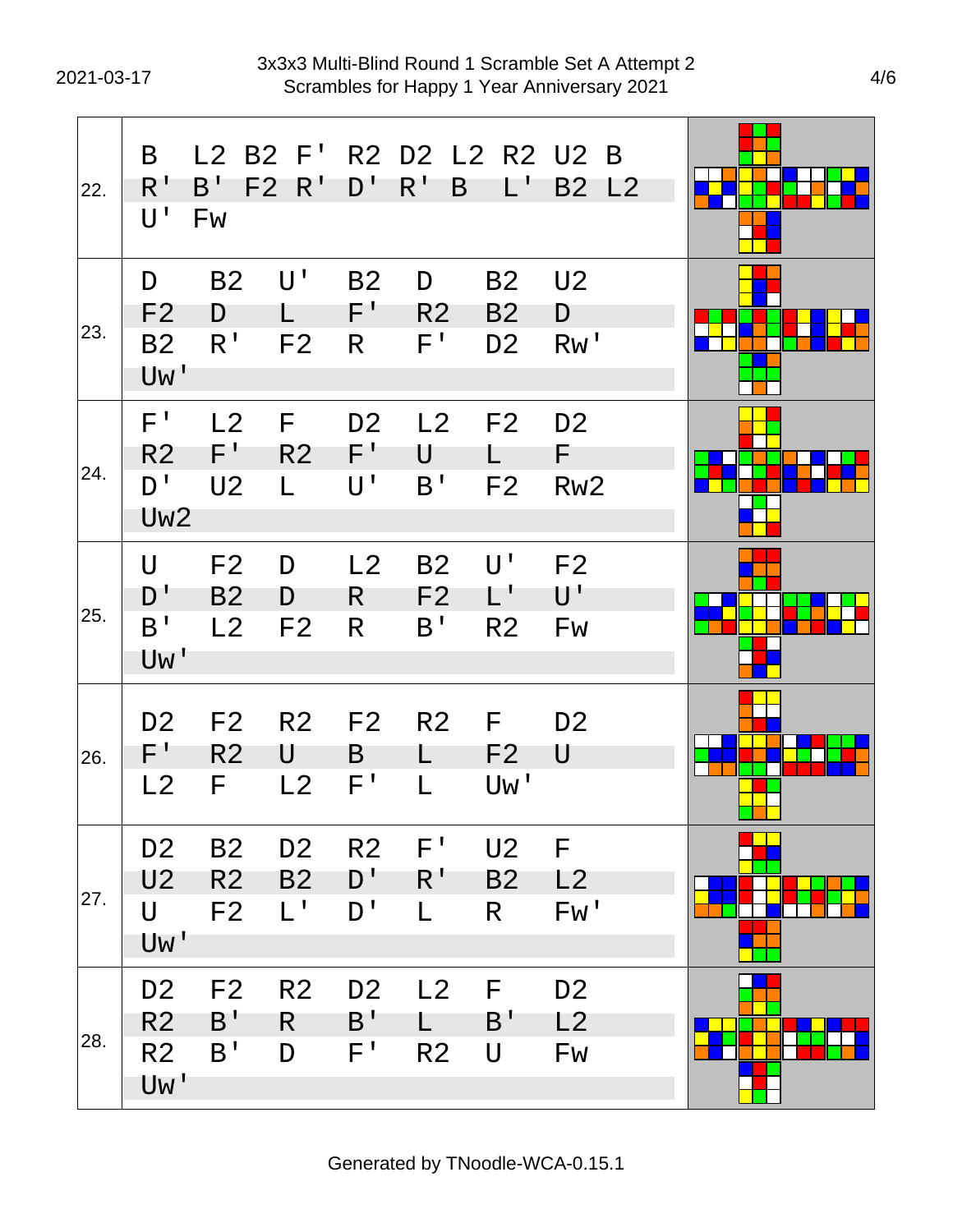# 3x3x3 Multi-Blind Round 1 Scramble Set A Attempt 2
## Scrambles for Happy 1 Year Anniversary 2021

2021-03-17

| # | Scramble |
|---|---|
| 22. | B L2 B2 F' R2 D2 L2 R2 U2 B R' B' F2 R' D' R' B L' B2 L2 U' Fw |
| 23. | D B2 U' B2 D B2 U2 F2 D L F' R2 B2 D B2 R' F2 R F' D2 Rw' Uw' |
| 24. | F' L2 F D2 L2 F2 D2 R2 F' R2 F' U L F D' U2 L U' B' F2 Rw2 Uw2 |
| 25. | U F2 D L2 B2 U' F2 D' B2 D R F2 L' U' B' L2 F2 R B' R2 Fw Uw' |
| 26. | D2 F2 R2 F2 R2 F D2 F' R2 U B L F2 U L2 F L2 F' L Uw' |
| 27. | D2 B2 D2 R2 F' U2 F U2 R2 B2 D' R' B2 L2 U F2 L' D' L R Fw' Uw' |
| 28. | D2 F2 R2 D2 L2 F D2 R2 B' R B' L B' L2 R2 B' D F' R2 U Fw Uw' |

Generated by TNoodle-WCA-0.15.1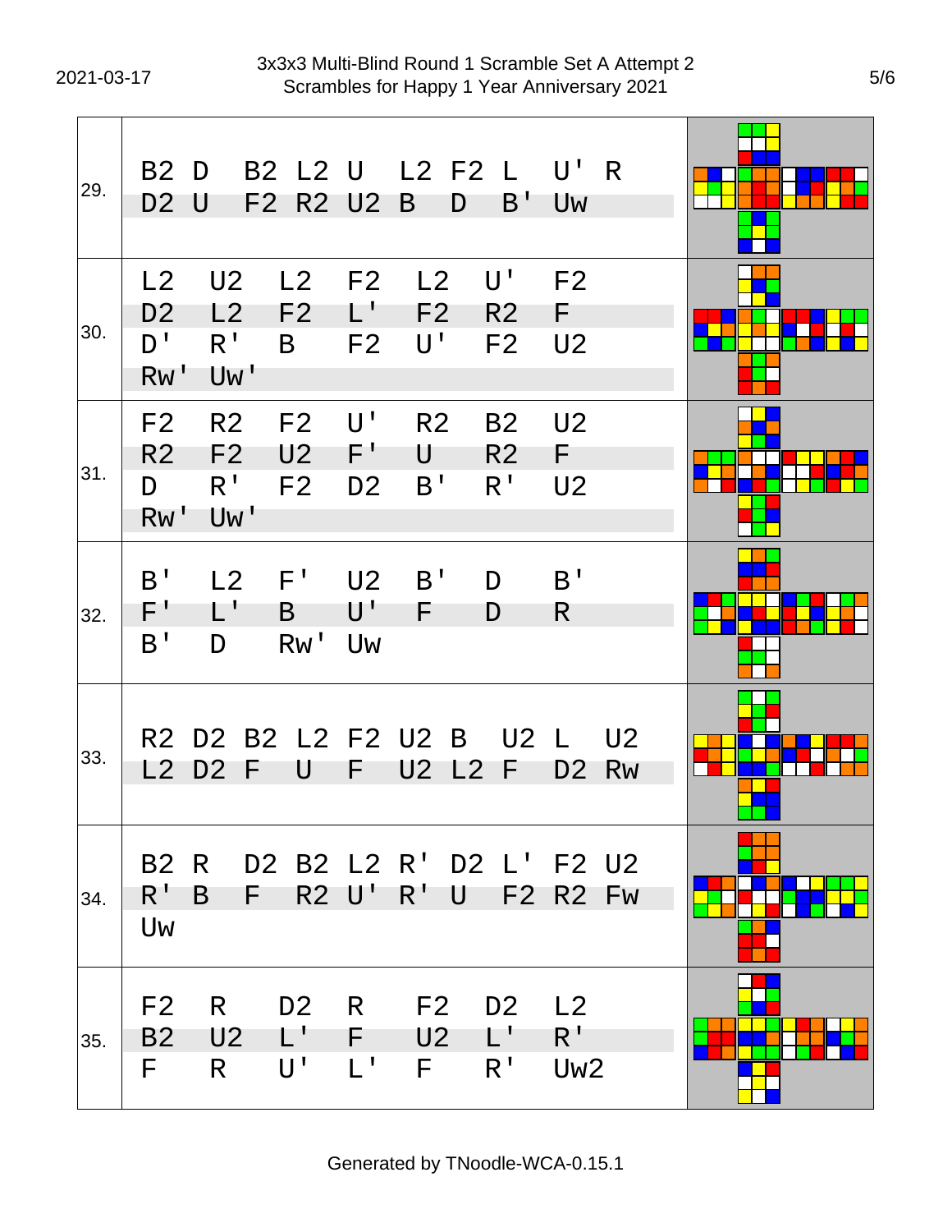| # | Scramble |
|---|---|
| 29. | B2 D B2 L2 U L2 F2 L U' R D2 U F2 R2 U2 B D B' Uw |
| 30. | L2 U2 L2 F2 L2 U' F2 D2 L2 F2 L' F2 R2 F D' R' B F2 U' F2 U2 Rw' Uw' |
| 31. | F2 R2 F2 U' R2 B2 U2 R2 F2 U2 F' U R2 F D R' F2 D2 B' R' U2 Rw' Uw' |
| 32. | B' L2 F' U2 B' D B' F' L' B U' F D R B' D Rw' Uw |
| 33. | R2 D2 B2 L2 F2 U2 B U2 L U2 L2 D2 F U F U2 L2 F D2 Rw |
| 34. | B2 R D2 B2 L2 R' D2 L' F2 U2 R' B F R2 U' R' U F2 R2 Fw Uw |
| 35. | F2 R D2 R F2 D2 L2 B2 U2 L' F U2 L' R' F R U' L' F R' Uw2 |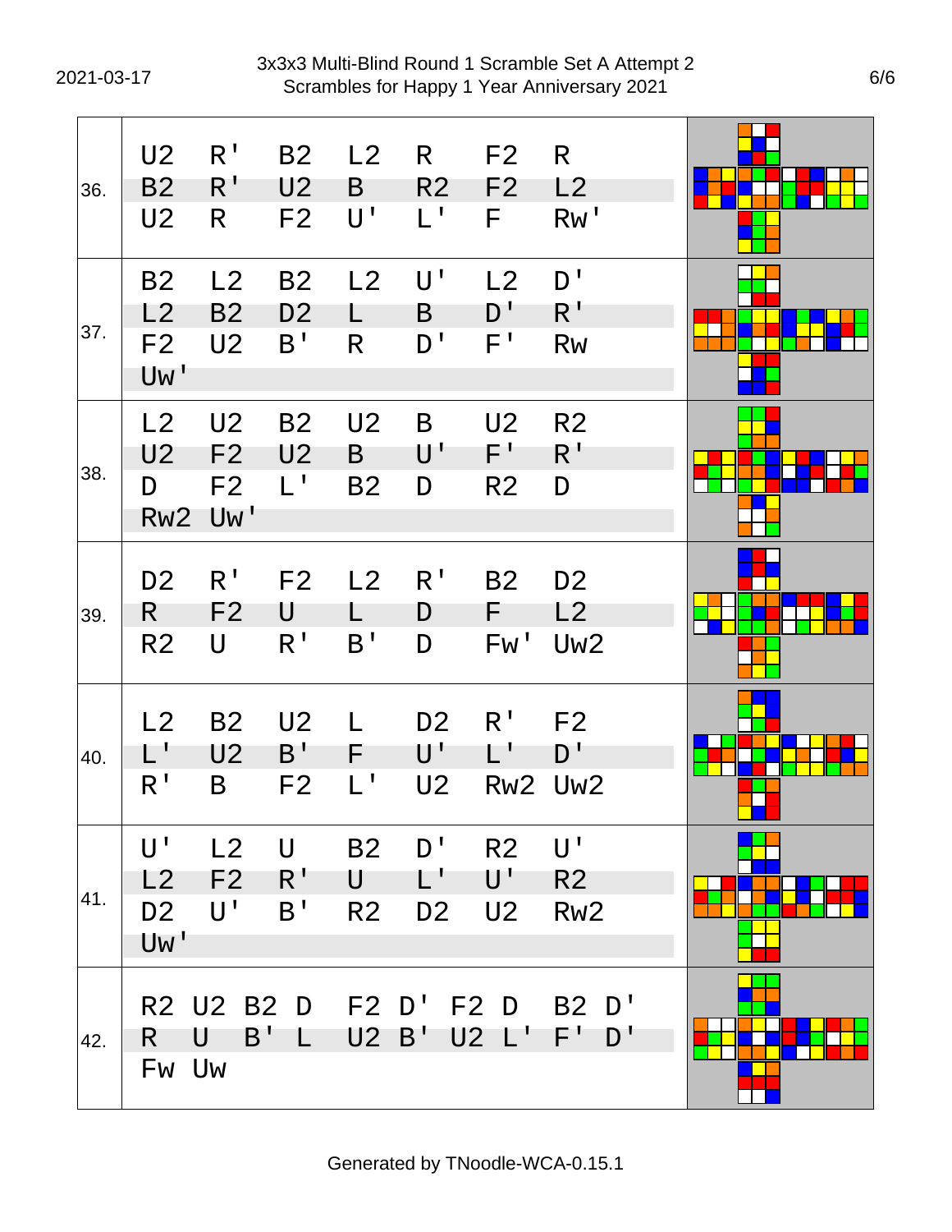| # | Scramble |
|---|---|
| 36. | U2 R' B2 L2 R F2 R B2 R' U2 B R2 F2 L2 U2 R F2 U' L' F Rw' |
| 37. | B2 L2 B2 L2 U' L2 D' L2 B2 D2 L B D' R' F2 U2 B' R D' F' Rw Uw' |
| 38. | L2 U2 B2 U2 B U2 R2 U2 F2 U2 B U' F' R' D F2 L' B2 D R2 D Rw2 Uw' |
| 39. | D2 R' F2 L2 R' B2 D2 R F2 U L D F L2 R2 U R' B' D Fw' Uw2 |
| 40. | L2 B2 U2 L D2 R' F2 L' U2 B' F U' L' D' R' B F2 L' U2 Rw2 Uw2 |
| 41. | U' L2 U B2 D' R2 U' L2 F2 R' U L' U' R2 D2 U' B' R2 D2 U2 Rw2 Uw' |
| 42. | R2 U2 B2 D F2 D' F2 D B2 D' R U B' L U2 B' U2 L' F' D' Fw Uw |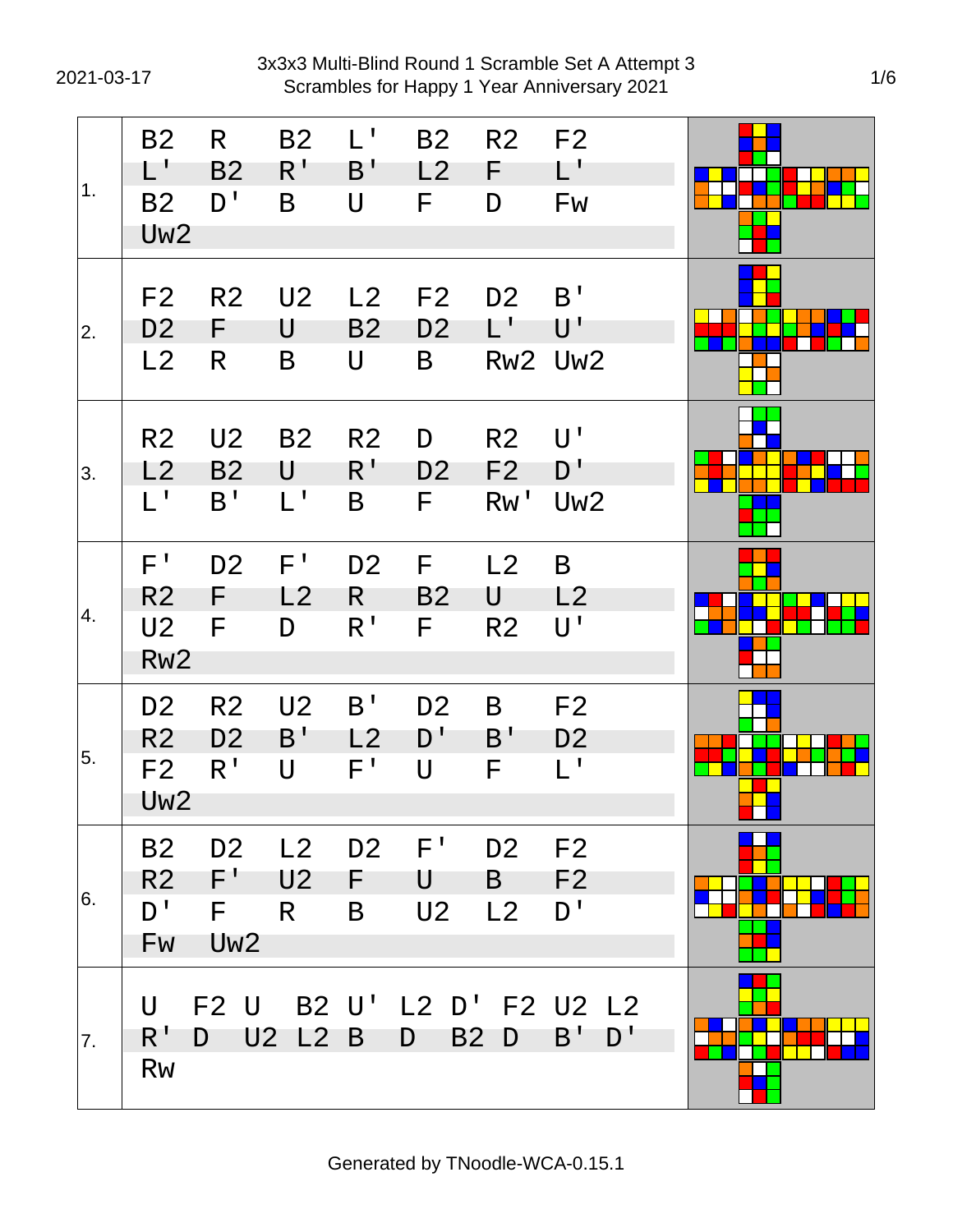# 3x3x3 Multi-Blind Round 1 Scramble Set A Attempt 3
## Scrambles for Happy 1 Year Anniversary 2021

2021-03-17

| # | Scramble |
|---|---|
| 1. | B2 R B2 L' B2 R2 F2 L' B2 R' B' L2 F L' B2 D' B U F D Fw Uw2 |
| 2. | F2 R2 U2 L2 F2 D2 B' D2 F U B2 D2 L' U' L2 R B U B Rw2 Uw2 |
| 3. | R2 U2 B2 R2 D R2 U' L2 B2 U R' D2 F2 D' L' B' L' B F Rw' Uw2 |
| 4. | F' D2 F' D2 F L2 B R2 F L2 R B2 U L2 U2 F D R' F R2 U' Rw2 |
| 5. | D2 R2 U2 B' D2 B F2 R2 D2 B' L2 D' B' D2 F2 R' U F' U F L' Uw2 |
| 6. | B2 D2 L2 D2 F' D2 F2 R2 F' U2 F U B F2 D' F R B U2 L2 D' Fw Uw2 |
| 7. | U F2 U B2 U' L2 D' F2 U2 L2 R' D U2 L2 B D B2 D B' D' Rw |

Generated by TNoodle-WCA-0.15.1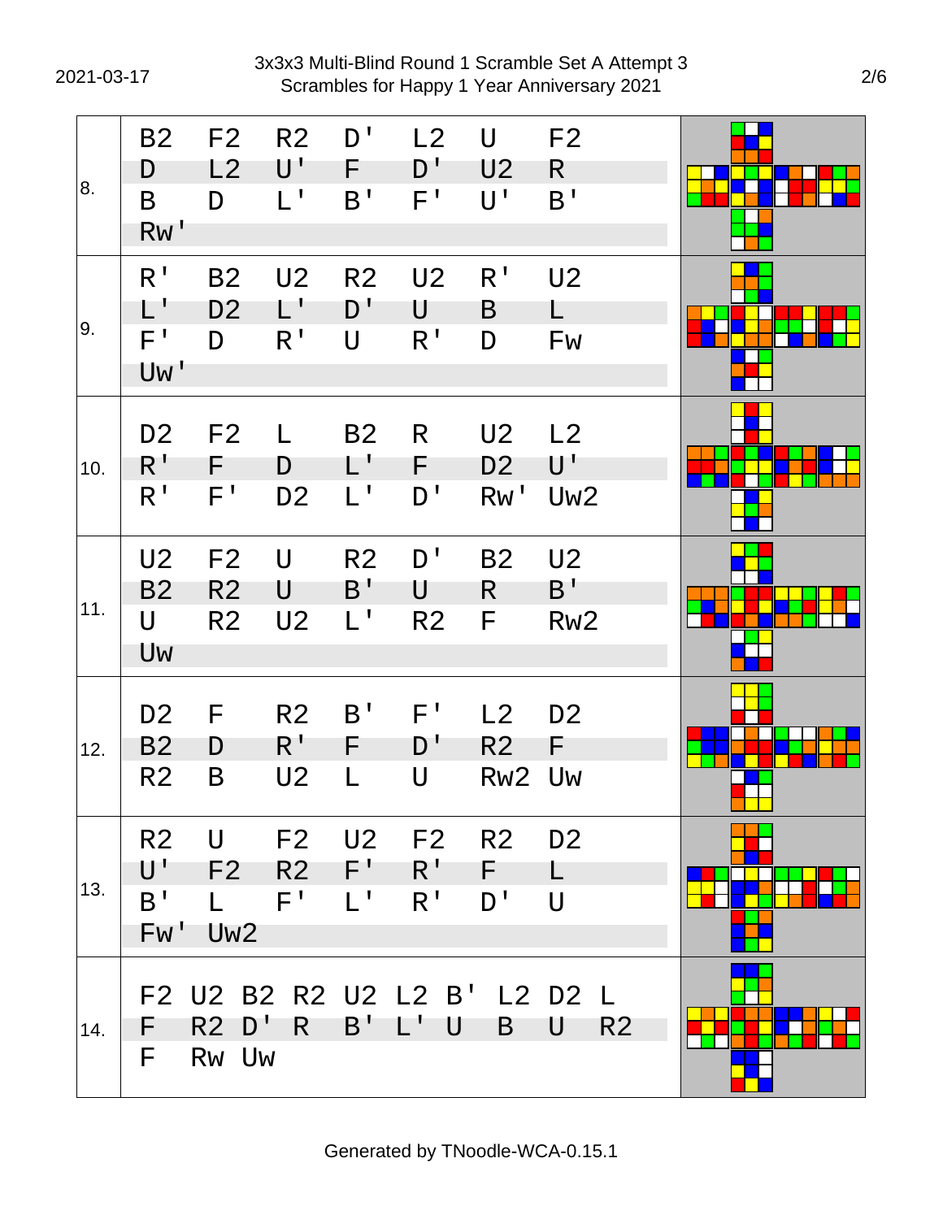# 3x3x3 Multi-Blind Round 1 Scramble Set A Attempt 3
## Scrambles for Happy 1 Year Anniversary 2021

2021-03-17

| # | Scramble |
|---|---|
| 8. | B2 F2 R2 D' L2 U F2 D L2 U' F D' U2 R B D L' B' F' U' B' Rw' |
| 9. | R' B2 U2 R2 U2 R' U2 L' D2 L' D' U B L F' D R' U R' D Fw Uw' |
| 10. | D2 F2 L B2 R U2 L2 R' F D L' F D2 U' R' F' D2 L' D' Rw' Uw2 |
| 11. | U2 F2 U R2 D' B2 U2 B2 R2 U B' U R B' U R2 U2 L' R2 F Rw2 Uw |
| 12. | D2 F R2 B' F' L2 D2 B2 D R' F D' R2 F R2 B U2 L U Rw2 Uw |
| 13. | R2 U F2 U2 F2 R2 D2 U' F2 R2 F' R' F L B' L F' L' R' D' U Fw' Uw2 |
| 14. | F2 U2 B2 R2 U2 L2 B' L2 D2 L F R2 D' R B' L' U B U R2 F Rw Uw |

Generated by TNoodle-WCA-0.15.1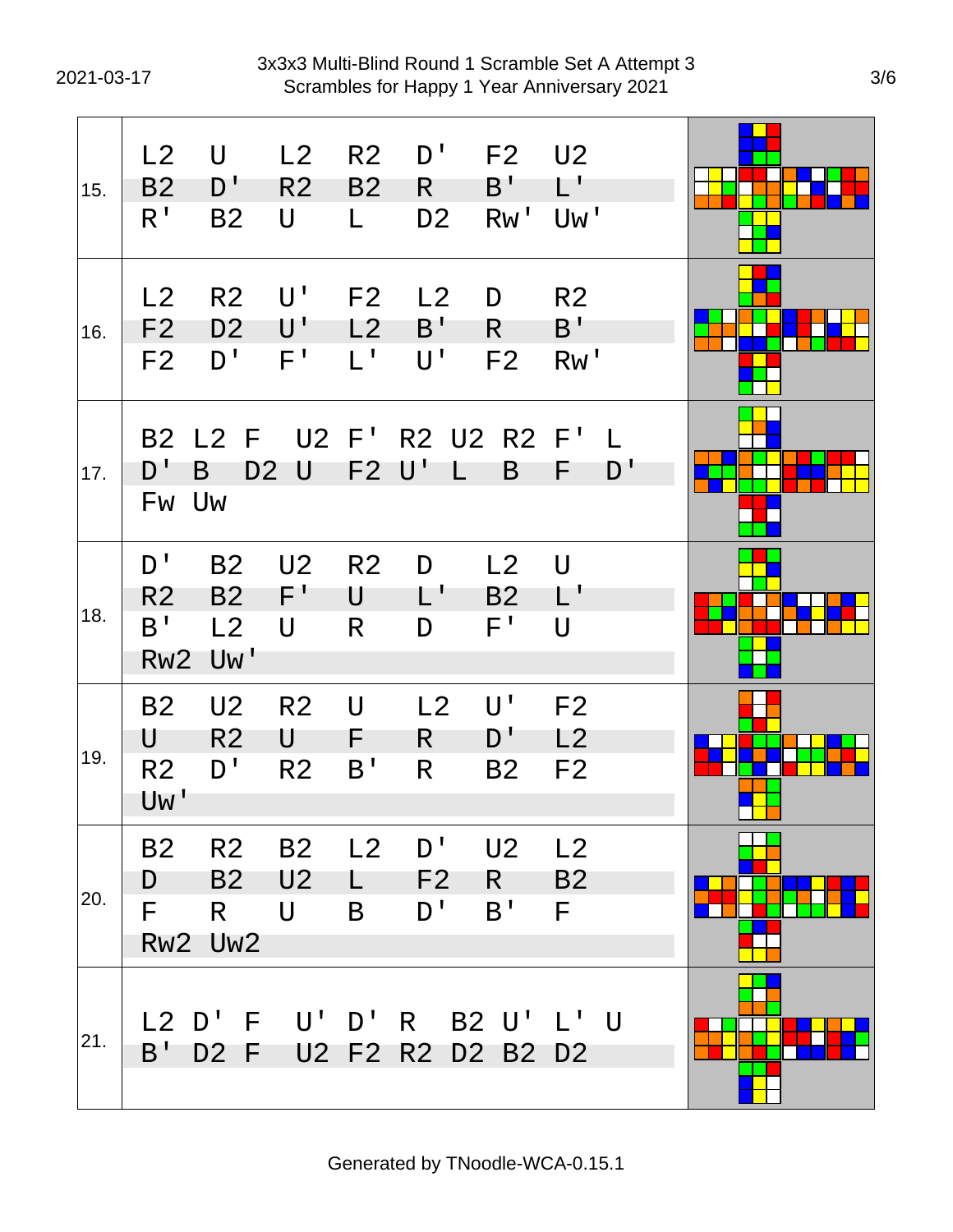# 3x3x3 Multi-Blind Round 1 Scramble Set A Attempt 3

## Scrambles for Happy 1 Year Anniversary 2021

2021-03-17

| # | Scramble |
|---|---|
| 15. | L2 U L2 R2 D' F2 U2 B2 D' R2 B2 R B' L' R' B2 U L D2 Rw' Uw' |
| 16. | L2 R2 U' F2 L2 D R2 F2 D2 U' L2 B' R B' F2 D' F' L' U' F2 Rw' |
| 17. | B2 L2 F U2 F' R2 U2 R2 F' L D' B D2 U F2 U' L B F D' Fw Uw |
| 18. | D' B2 U2 R2 D L2 U R2 B2 F' U L' B2 L' B' L2 U R D F' U Rw2 Uw' |
| 19. | B2 U2 R2 U L2 U' F2 U R2 U F R D' L2 R2 D' R2 B' R B2 F2 Uw' |
| 20. | B2 R2 B2 L2 D' U2 L2 D B2 U2 L F2 R B2 F R U B D' B' F Rw2 Uw2 |
| 21. | L2 D' F U' D' R B2 U' L' U B' D2 F U2 F2 R2 D2 B2 D2 |

Generated by TNoodle-WCA-0.15.1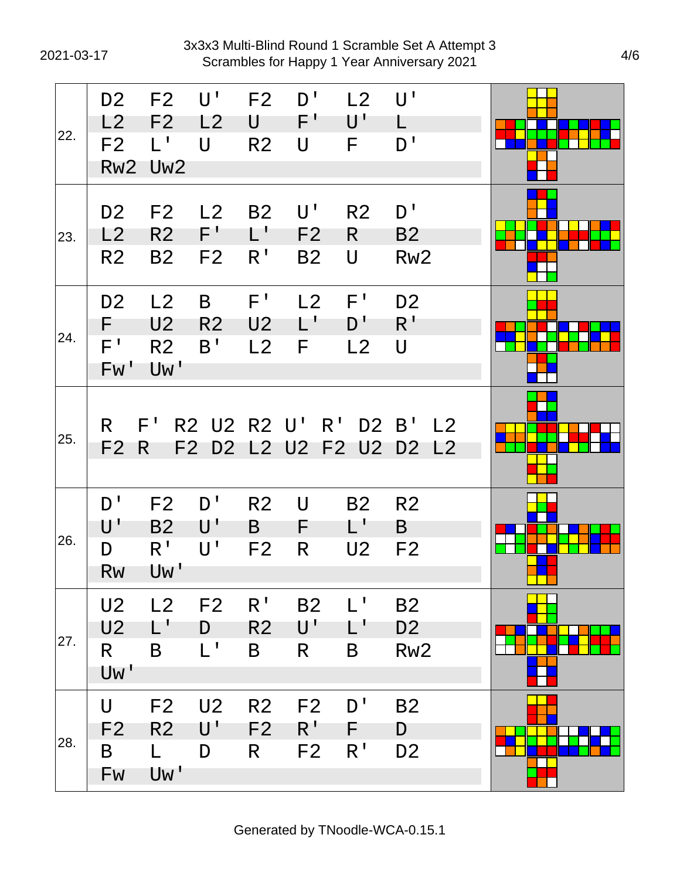# 3x3x3 Multi-Blind Round 1 Scramble Set A Attempt 3
## Scrambles for Happy 1 Year Anniversary 2021

| # | Scramble |
|---|---|
| 22. | D2 F2 U' F2 D' L2 U' L2 F2 L2 U F' U' L F2 L' U R2 U F D' Rw2 Uw2 |
| 23. | D2 F2 L2 B2 U' R2 D' L2 R2 F' L' F2 R B2 R2 B2 F2 R' B2 U Rw2 |
| 24. | D2 L2 B F' L2 F' D2 F U2 R2 U2 L' D' R' F' R2 B' L2 F L2 U Fw' Uw' |
| 25. | R F' R2 U2 R2 U' R' D2 B' L2 F2 R F2 D2 L2 U2 F2 U2 D2 L2 |
| 26. | D' F2 D' R2 U B2 R2 U' B2 U' B F L' B D R' U' F2 R U2 F2 Rw Uw' |
| 27. | U2 L2 F2 R' B2 L' B2 U2 L' D R2 U' L' D2 R B L' B R B Rw2 Uw' |
| 28. | U F2 U2 R2 F2 D' B2 F2 R2 U' F2 R' F D B L D R F2 R' D2 Fw Uw' |

Generated by TNoodle-WCA-0.15.1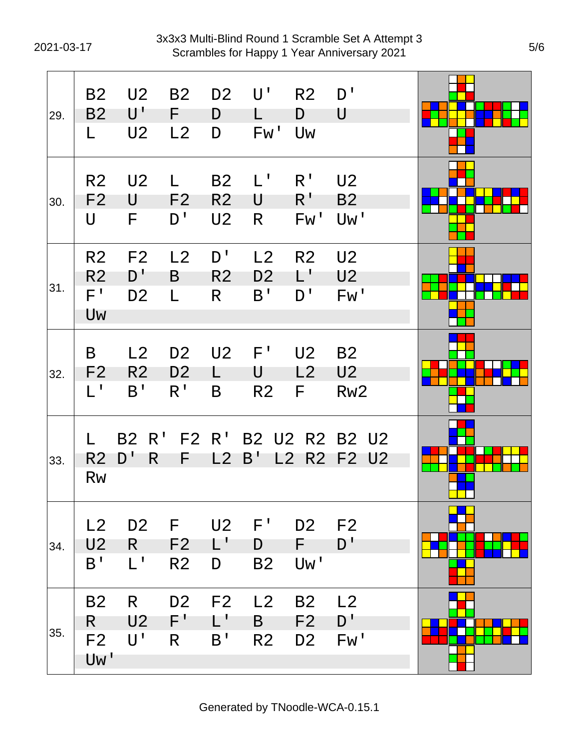| # | Scramble |
|---|---|
| 29. | B2 U2 B2 D2 U' R2 D' B2 U' F D L D U L U2 L2 D Fw' Uw |
| 30. | R2 U2 L B2 L' R' U2 F2 U F2 R2 U R' B2 U F D' U2 R Fw' Uw' |
| 31. | R2 F2 L2 D' L2 R2 U2 R2 D' B R2 D2 L' U2 F' D2 L R B' D' Fw' Uw |
| 32. | B L2 D2 U2 F' U2 B2 F2 R2 D2 L U L2 U2 L' B' R' B R2 F Rw2 |
| 33. | L B2 R' F2 R' B2 U2 R2 B2 U2 R2 D' R F L2 B' L2 R2 F2 U2 Rw |
| 34. | L2 D2 F U2 F' D2 F2 U2 R F2 L' D F D' B' L' R2 D B2 Uw' |
| 35. | B2 R D2 F2 L2 B2 L2 R U2 F' L' B F2 D' F2 U' R B' R2 D2 Fw' Uw' |

Generated by TNoodle-WCA-0.15.1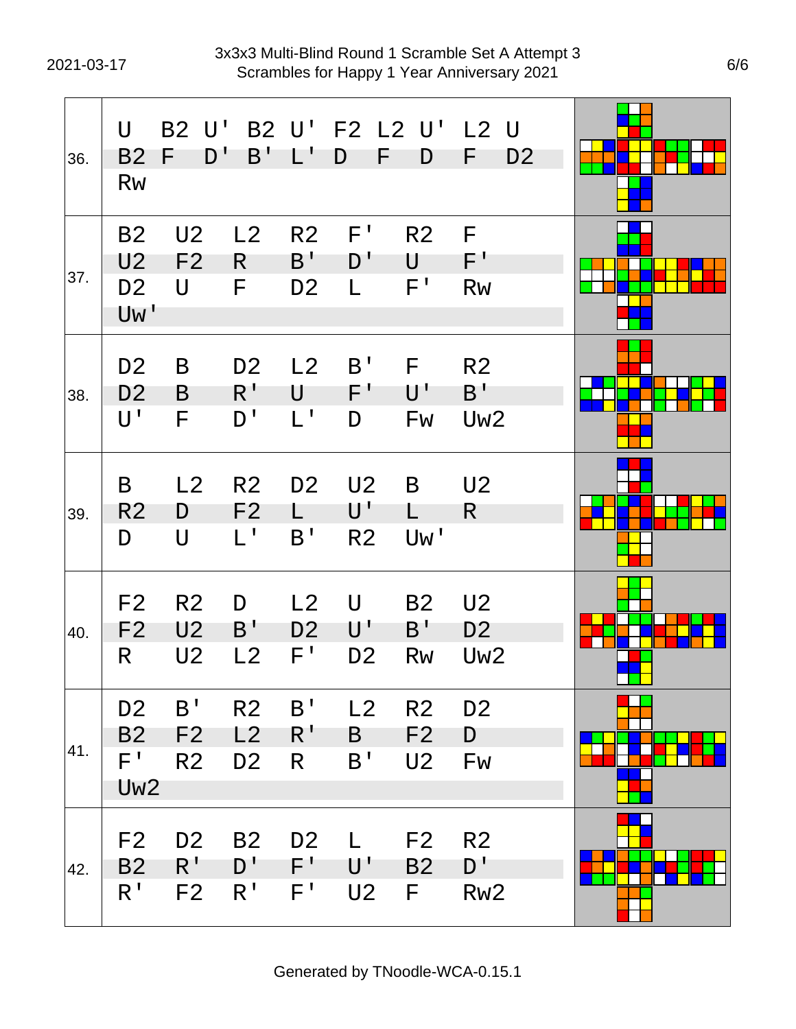# 3x3x3 Multi-Blind Round 1 Scramble Set A Attempt 3
## Scrambles for Happy 1 Year Anniversary 2021

2021-03-17

| | |
|---|---|
| 36. | U B2 U' B2 U' F2 L2 U' L2 U B2 F D' B' L' D F D F D2 Rw |
| 37. | B2 U2 L2 R2 F' R2 F U2 F2 R B' D' U F' D2 U F D2 L F' Rw Uw' |
| 38. | D2 B D2 L2 B' F R2 D2 B R' U F' U' B' U' F D' L' D Fw Uw2 |
| 39. | B L2 R2 D2 U2 B U2 R2 D F2 L U' L R D U L' B' R2 Uw' |
| 40. | F2 R2 D L2 U B2 U2 F2 U2 B' D2 U' B' D2 R U2 L2 F' D2 Rw Uw2 |
| 41. | D2 B' R2 B' L2 R2 D2 B2 F2 L2 R' B F2 D F' R2 D2 R B' U2 Fw Uw2 |
| 42. | F2 D2 B2 D2 L F2 R2 B2 R' D' F' U' B2 D' R' F2 R' F' U2 F Rw2 |

Generated by TNoodle-WCA-0.15.1